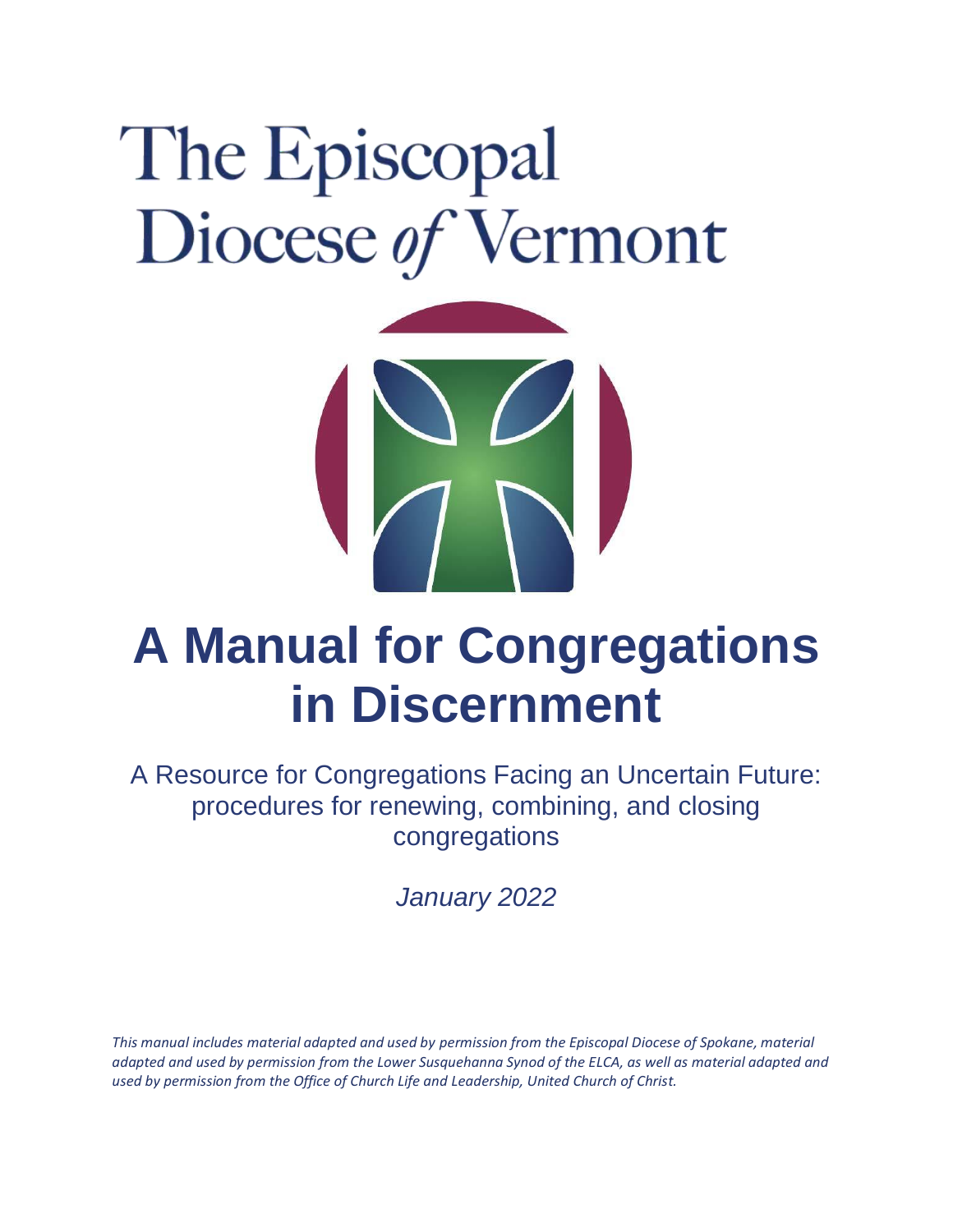# The Episcopal Diocese of Vermont

# A Manual for Congregations in Discernment

A Resource for Congregations Facing an Uncertain Future: procedures for renewing, combining, and closing congregations

*January 2022*

*This manual includes material adapted and used by permission from the Episcopal Diocese of Spokane, material adapted and used by permission from the Lower Susquehanna Synod of the ELCA, as well as material adapted and used by permission from the Office of Church Life and Leadership, United Church of Christ.*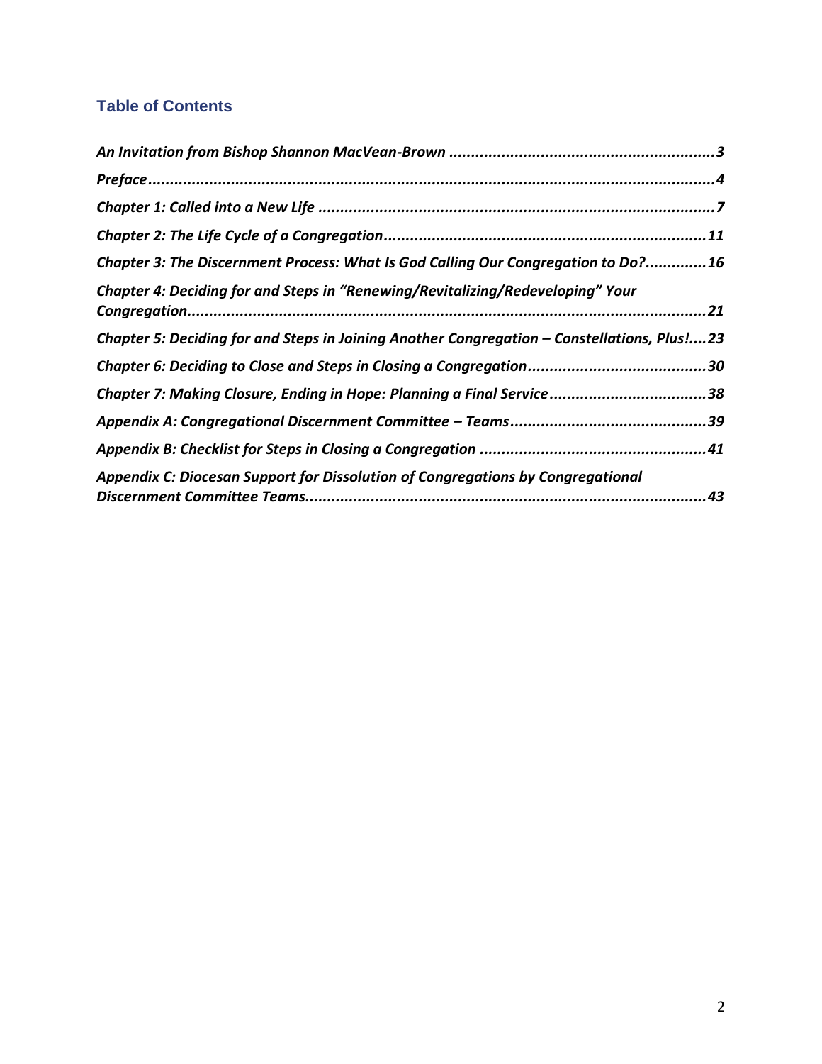## Table of Contents

*An Invitation from Bishop Shannon MacVean-Brown* .......... 3

*Preface* .......... 4

*Chapter 1: Called into a New Life* .......... 7

*Chapter 2: The Life Cycle of a Congregation* .......... 11

*Chapter 3: The Discernment Process: What Is God Calling Our Congregation to Do?* .......... 16

*Chapter 4: Deciding for and Steps in "Renewing/Revitalizing/Redeveloping" Your Congregation* .......... 21

*Chapter 5: Deciding for and Steps in Joining Another Congregation – Constellations, Plus!* .......... 23

*Chapter 6: Deciding to Close and Steps in Closing a Congregation* .......... 30

*Chapter 7: Making Closure, Ending in Hope: Planning a Final Service* .......... 38

*Appendix A: Congregational Discernment Committee – Teams* .......... 39

*Appendix B: Checklist for Steps in Closing a Congregation* .......... 41

*Appendix C: Diocesan Support for Dissolution of Congregations by Congregational Discernment Committee Teams* .......... 43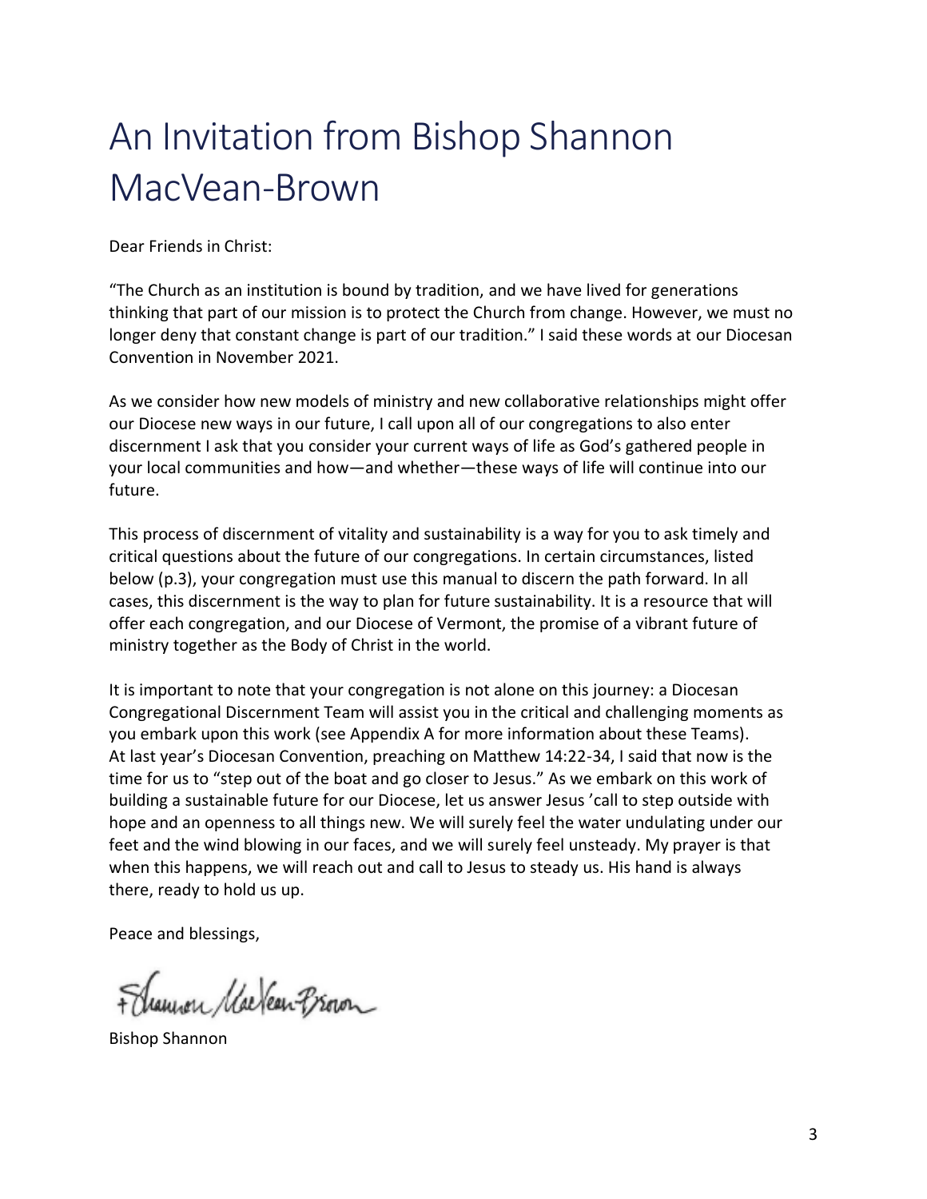# An Invitation from Bishop Shannon MacVean-Brown

Dear Friends in Christ:

"The Church as an institution is bound by tradition, and we have lived for generations thinking that part of our mission is to protect the Church from change. However, we must no longer deny that constant change is part of our tradition." I said these words at our Diocesan Convention in November 2021.

As we consider how new models of ministry and new collaborative relationships might offer our Diocese new ways in our future, I call upon all of our congregations to also enter discernment I ask that you consider your current ways of life as God's gathered people in your local communities and how—and whether—these ways of life will continue into our future.

This process of discernment of vitality and sustainability is a way for you to ask timely and critical questions about the future of our congregations. In certain circumstances, listed below (p.3), your congregation must use this manual to discern the path forward. In all cases, this discernment is the way to plan for future sustainability. It is a resource that will offer each congregation, and our Diocese of Vermont, the promise of a vibrant future of ministry together as the Body of Christ in the world.

It is important to note that your congregation is not alone on this journey: a Diocesan Congregational Discernment Team will assist you in the critical and challenging moments as you embark upon this work (see Appendix A for more information about these Teams). At last year's Diocesan Convention, preaching on Matthew 14:22-34, I said that now is the time for us to "step out of the boat and go closer to Jesus." As we embark on this work of building a sustainable future for our Diocese, let us answer Jesus 'call to step outside with hope and an openness to all things new. We will surely feel the water undulating under our feet and the wind blowing in our faces, and we will surely feel unsteady. My prayer is that when this happens, we will reach out and call to Jesus to steady us. His hand is always there, ready to hold us up.

Peace and blessings,

+Shannon MacVean-Brown

Bishop Shannon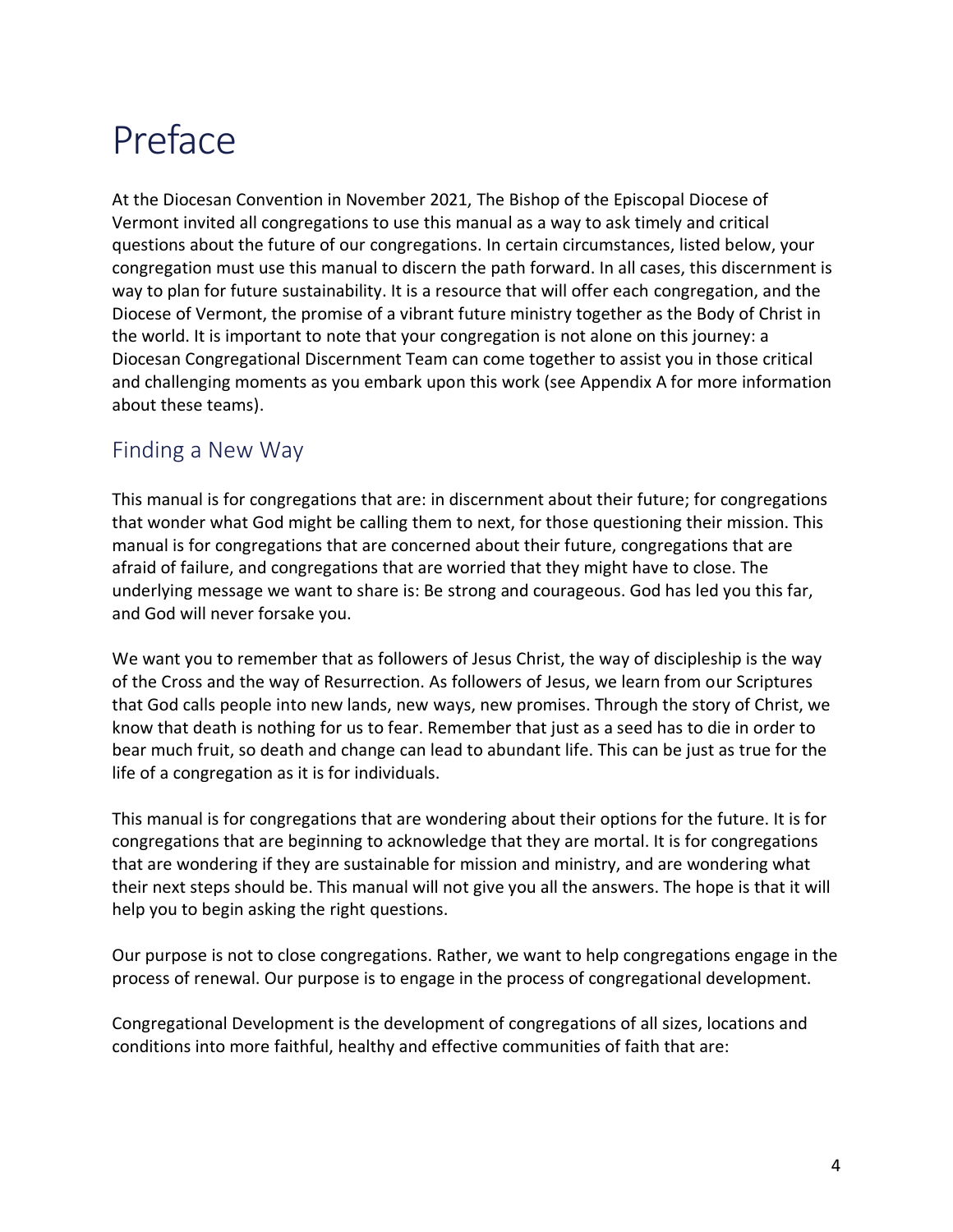# Preface

At the Diocesan Convention in November 2021, The Bishop of the Episcopal Diocese of Vermont invited all congregations to use this manual as a way to ask timely and critical questions about the future of our congregations. In certain circumstances, listed below, your congregation must use this manual to discern the path forward. In all cases, this discernment is way to plan for future sustainability. It is a resource that will offer each congregation, and the Diocese of Vermont, the promise of a vibrant future ministry together as the Body of Christ in the world. It is important to note that your congregation is not alone on this journey: a Diocesan Congregational Discernment Team can come together to assist you in those critical and challenging moments as you embark upon this work (see Appendix A for more information about these teams).

## Finding a New Way

This manual is for congregations that are: in discernment about their future; for congregations that wonder what God might be calling them to next, for those questioning their mission. This manual is for congregations that are concerned about their future, congregations that are afraid of failure, and congregations that are worried that they might have to close. The underlying message we want to share is: Be strong and courageous. God has led you this far, and God will never forsake you.

We want you to remember that as followers of Jesus Christ, the way of discipleship is the way of the Cross and the way of Resurrection. As followers of Jesus, we learn from our Scriptures that God calls people into new lands, new ways, new promises. Through the story of Christ, we know that death is nothing for us to fear. Remember that just as a seed has to die in order to bear much fruit, so death and change can lead to abundant life. This can be just as true for the life of a congregation as it is for individuals.

This manual is for congregations that are wondering about their options for the future. It is for congregations that are beginning to acknowledge that they are mortal. It is for congregations that are wondering if they are sustainable for mission and ministry, and are wondering what their next steps should be. This manual will not give you all the answers. The hope is that it will help you to begin asking the right questions.

Our purpose is not to close congregations. Rather, we want to help congregations engage in the process of renewal. Our purpose is to engage in the process of congregational development.

Congregational Development is the development of congregations of all sizes, locations and conditions into more faithful, healthy and effective communities of faith that are: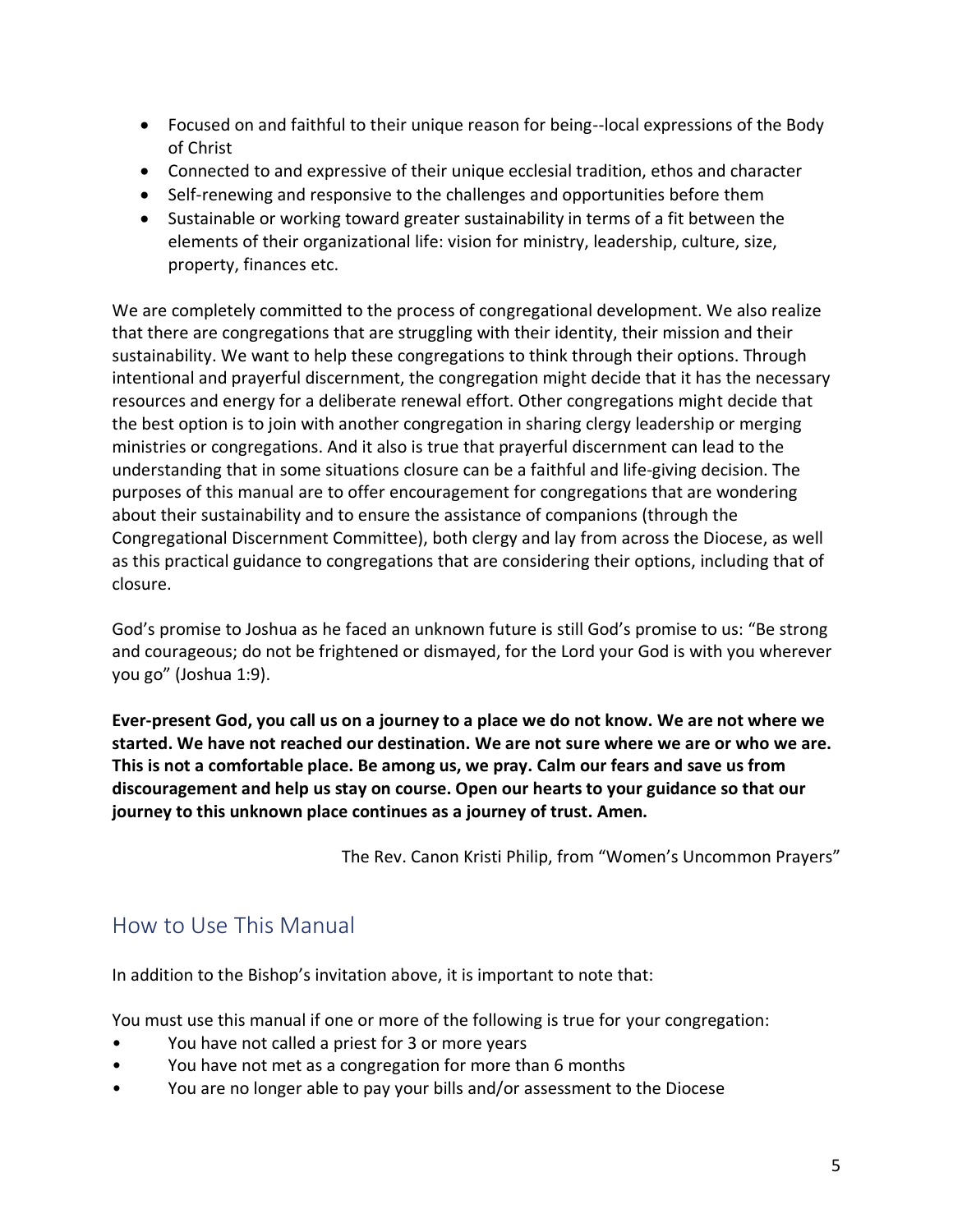- Focused on and faithful to their unique reason for being--local expressions of the Body of Christ
- Connected to and expressive of their unique ecclesial tradition, ethos and character
- Self-renewing and responsive to the challenges and opportunities before them
- Sustainable or working toward greater sustainability in terms of a fit between the elements of their organizational life: vision for ministry, leadership, culture, size, property, finances etc.

We are completely committed to the process of congregational development. We also realize that there are congregations that are struggling with their identity, their mission and their sustainability. We want to help these congregations to think through their options. Through intentional and prayerful discernment, the congregation might decide that it has the necessary resources and energy for a deliberate renewal effort. Other congregations might decide that the best option is to join with another congregation in sharing clergy leadership or merging ministries or congregations. And it also is true that prayerful discernment can lead to the understanding that in some situations closure can be a faithful and life-giving decision. The purposes of this manual are to offer encouragement for congregations that are wondering about their sustainability and to ensure the assistance of companions (through the Congregational Discernment Committee), both clergy and lay from across the Diocese, as well as this practical guidance to congregations that are considering their options, including that of closure.

God's promise to Joshua as he faced an unknown future is still God's promise to us: "Be strong and courageous; do not be frightened or dismayed, for the Lord your God is with you wherever you go" (Joshua 1:9).

**Ever-present God, you call us on a journey to a place we do not know. We are not where we started. We have not reached our destination. We are not sure where we are or who we are. This is not a comfortable place. Be among us, we pray. Calm our fears and save us from discouragement and help us stay on course. Open our hearts to your guidance so that our journey to this unknown place continues as a journey of trust. Amen.**

The Rev. Canon Kristi Philip, from "Women's Uncommon Prayers"

## How to Use This Manual

In addition to the Bishop's invitation above, it is important to note that:

You must use this manual if one or more of the following is true for your congregation:

- You have not called a priest for 3 or more years
- You have not met as a congregation for more than 6 months
- You are no longer able to pay your bills and/or assessment to the Diocese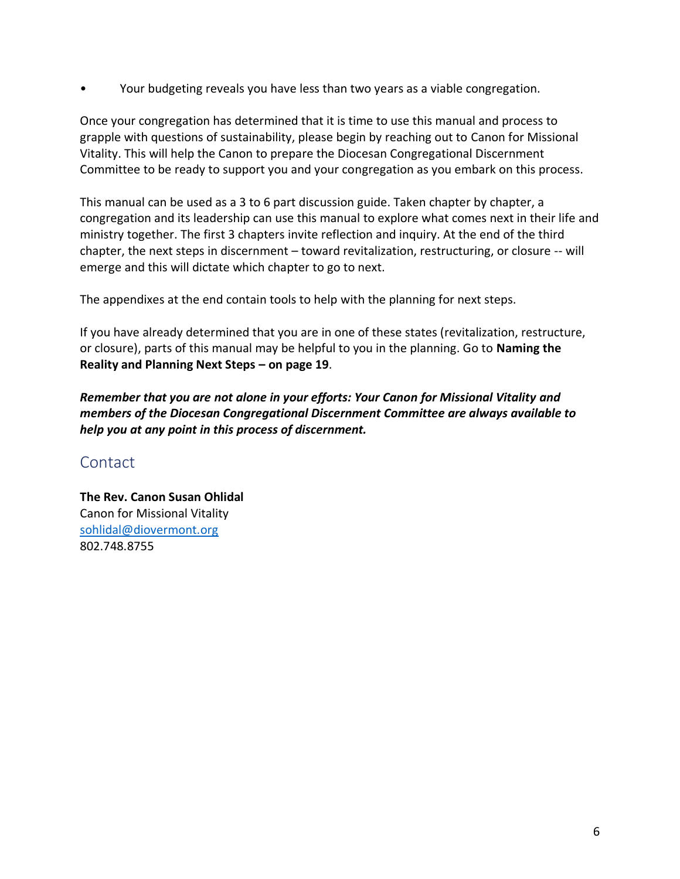- Your budgeting reveals you have less than two years as a viable congregation.

Once your congregation has determined that it is time to use this manual and process to grapple with questions of sustainability, please begin by reaching out to Canon for Missional Vitality. This will help the Canon to prepare the Diocesan Congregational Discernment Committee to be ready to support you and your congregation as you embark on this process.

This manual can be used as a 3 to 6 part discussion guide. Taken chapter by chapter, a congregation and its leadership can use this manual to explore what comes next in their life and ministry together. The first 3 chapters invite reflection and inquiry. At the end of the third chapter, the next steps in discernment – toward revitalization, restructuring, or closure -- will emerge and this will dictate which chapter to go to next.

The appendixes at the end contain tools to help with the planning for next steps.

If you have already determined that you are in one of these states (revitalization, restructure, or closure), parts of this manual may be helpful to you in the planning. Go to **Naming the Reality and Planning Next Steps – on page 19**.

***Remember that you are not alone in your efforts: Your Canon for Missional Vitality and members of the Diocesan Congregational Discernment Committee are always available to help you at any point in this process of discernment.***

## Contact

**The Rev. Canon Susan Ohlidal**
Canon for Missional Vitality
[sohlidal@diovermont.org](mailto:sohlidal@diovermont.org)
802.748.8755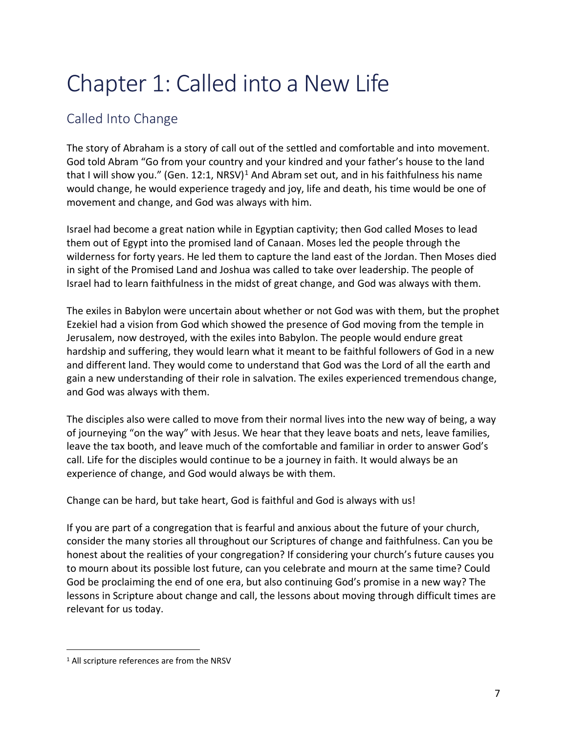# Chapter 1: Called into a New Life

## Called Into Change

The story of Abraham is a story of call out of the settled and comfortable and into movement. God told Abram "Go from your country and your kindred and your father's house to the land that I will show you." (Gen. 12:1, NRSV)[1] And Abram set out, and in his faithfulness his name would change, he would experience tragedy and joy, life and death, his time would be one of movement and change, and God was always with him.

Israel had become a great nation while in Egyptian captivity; then God called Moses to lead them out of Egypt into the promised land of Canaan. Moses led the people through the wilderness for forty years. He led them to capture the land east of the Jordan. Then Moses died in sight of the Promised Land and Joshua was called to take over leadership. The people of Israel had to learn faithfulness in the midst of great change, and God was always with them.

The exiles in Babylon were uncertain about whether or not God was with them, but the prophet Ezekiel had a vision from God which showed the presence of God moving from the temple in Jerusalem, now destroyed, with the exiles into Babylon. The people would endure great hardship and suffering, they would learn what it meant to be faithful followers of God in a new and different land. They would come to understand that God was the Lord of all the earth and gain a new understanding of their role in salvation. The exiles experienced tremendous change, and God was always with them.

The disciples also were called to move from their normal lives into the new way of being, a way of journeying "on the way" with Jesus. We hear that they leave boats and nets, leave families, leave the tax booth, and leave much of the comfortable and familiar in order to answer God's call. Life for the disciples would continue to be a journey in faith. It would always be an experience of change, and God would always be with them.

Change can be hard, but take heart, God is faithful and God is always with us!

If you are part of a congregation that is fearful and anxious about the future of your church, consider the many stories all throughout our Scriptures of change and faithfulness. Can you be honest about the realities of your congregation? If considering your church's future causes you to mourn about its possible lost future, can you celebrate and mourn at the same time? Could God be proclaiming the end of one era, but also continuing God's promise in a new way? The lessons in Scripture about change and call, the lessons about moving through difficult times are relevant for us today.

---

[1] All scripture references are from the NRSV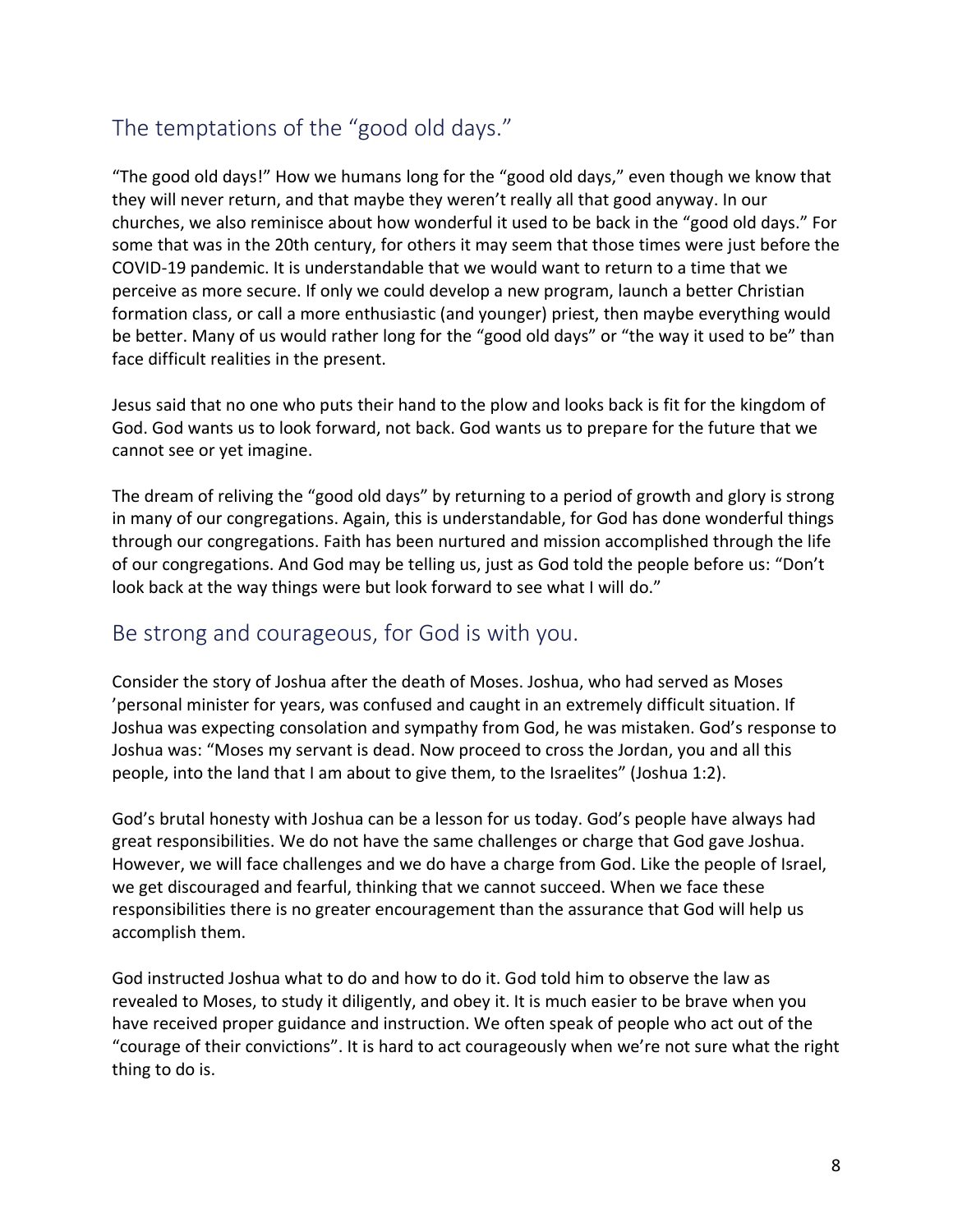## The temptations of the "good old days."

"The good old days!" How we humans long for the "good old days," even though we know that they will never return, and that maybe they weren't really all that good anyway. In our churches, we also reminisce about how wonderful it used to be back in the "good old days." For some that was in the 20th century, for others it may seem that those times were just before the COVID-19 pandemic. It is understandable that we would want to return to a time that we perceive as more secure. If only we could develop a new program, launch a better Christian formation class, or call a more enthusiastic (and younger) priest, then maybe everything would be better. Many of us would rather long for the "good old days" or "the way it used to be" than face difficult realities in the present.

Jesus said that no one who puts their hand to the plow and looks back is fit for the kingdom of God. God wants us to look forward, not back. God wants us to prepare for the future that we cannot see or yet imagine.

The dream of reliving the "good old days" by returning to a period of growth and glory is strong in many of our congregations. Again, this is understandable, for God has done wonderful things through our congregations. Faith has been nurtured and mission accomplished through the life of our congregations. And God may be telling us, just as God told the people before us: "Don't look back at the way things were but look forward to see what I will do."

## Be strong and courageous, for God is with you.

Consider the story of Joshua after the death of Moses. Joshua, who had served as Moses 'personal minister for years, was confused and caught in an extremely difficult situation. If Joshua was expecting consolation and sympathy from God, he was mistaken. God's response to Joshua was: "Moses my servant is dead. Now proceed to cross the Jordan, you and all this people, into the land that I am about to give them, to the Israelites" (Joshua 1:2).

God's brutal honesty with Joshua can be a lesson for us today. God's people have always had great responsibilities. We do not have the same challenges or charge that God gave Joshua. However, we will face challenges and we do have a charge from God. Like the people of Israel, we get discouraged and fearful, thinking that we cannot succeed. When we face these responsibilities there is no greater encouragement than the assurance that God will help us accomplish them.

God instructed Joshua what to do and how to do it. God told him to observe the law as revealed to Moses, to study it diligently, and obey it. It is much easier to be brave when you have received proper guidance and instruction. We often speak of people who act out of the "courage of their convictions". It is hard to act courageously when we're not sure what the right thing to do is.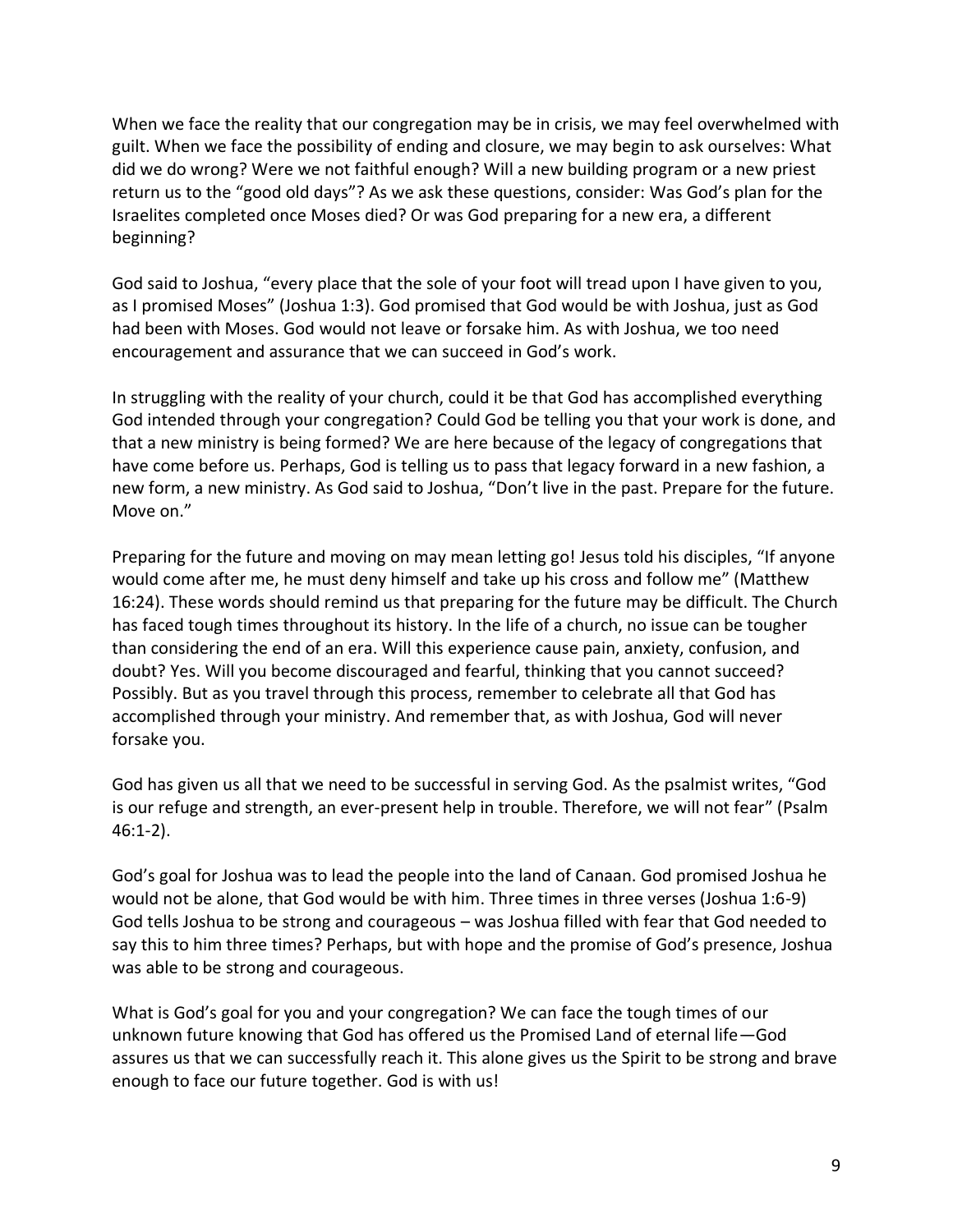When we face the reality that our congregation may be in crisis, we may feel overwhelmed with guilt. When we face the possibility of ending and closure, we may begin to ask ourselves: What did we do wrong? Were we not faithful enough? Will a new building program or a new priest return us to the "good old days"? As we ask these questions, consider: Was God's plan for the Israelites completed once Moses died? Or was God preparing for a new era, a different beginning?

God said to Joshua, "every place that the sole of your foot will tread upon I have given to you, as I promised Moses" (Joshua 1:3). God promised that God would be with Joshua, just as God had been with Moses. God would not leave or forsake him. As with Joshua, we too need encouragement and assurance that we can succeed in God's work.

In struggling with the reality of your church, could it be that God has accomplished everything God intended through your congregation? Could God be telling you that your work is done, and that a new ministry is being formed? We are here because of the legacy of congregations that have come before us. Perhaps, God is telling us to pass that legacy forward in a new fashion, a new form, a new ministry. As God said to Joshua, "Don't live in the past. Prepare for the future. Move on."

Preparing for the future and moving on may mean letting go! Jesus told his disciples, "If anyone would come after me, he must deny himself and take up his cross and follow me" (Matthew 16:24). These words should remind us that preparing for the future may be difficult. The Church has faced tough times throughout its history. In the life of a church, no issue can be tougher than considering the end of an era. Will this experience cause pain, anxiety, confusion, and doubt? Yes. Will you become discouraged and fearful, thinking that you cannot succeed? Possibly. But as you travel through this process, remember to celebrate all that God has accomplished through your ministry. And remember that, as with Joshua, God will never forsake you.

God has given us all that we need to be successful in serving God. As the psalmist writes, "God is our refuge and strength, an ever-present help in trouble. Therefore, we will not fear" (Psalm 46:1-2).

God's goal for Joshua was to lead the people into the land of Canaan. God promised Joshua he would not be alone, that God would be with him. Three times in three verses (Joshua 1:6-9) God tells Joshua to be strong and courageous – was Joshua filled with fear that God needed to say this to him three times? Perhaps, but with hope and the promise of God's presence, Joshua was able to be strong and courageous.

What is God's goal for you and your congregation? We can face the tough times of our unknown future knowing that God has offered us the Promised Land of eternal life—God assures us that we can successfully reach it. This alone gives us the Spirit to be strong and brave enough to face our future together. God is with us!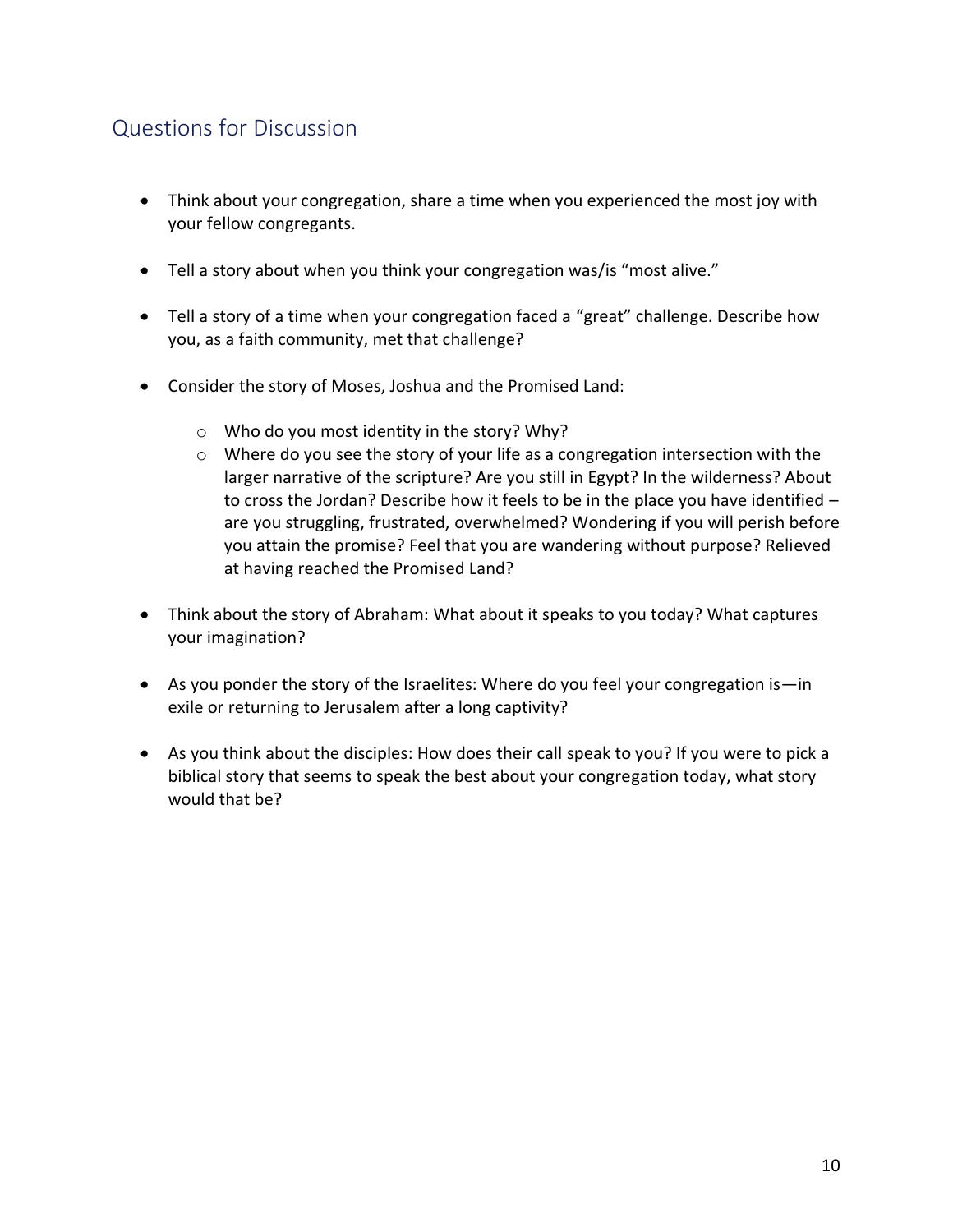## Questions for Discussion

- Think about your congregation, share a time when you experienced the most joy with your fellow congregants.
- Tell a story about when you think your congregation was/is "most alive."
- Tell a story of a time when your congregation faced a "great" challenge. Describe how you, as a faith community, met that challenge?
- Consider the story of Moses, Joshua and the Promised Land:
    - Who do you most identity in the story? Why?
    - Where do you see the story of your life as a congregation intersection with the larger narrative of the scripture? Are you still in Egypt? In the wilderness? About to cross the Jordan? Describe how it feels to be in the place you have identified – are you struggling, frustrated, overwhelmed? Wondering if you will perish before you attain the promise? Feel that you are wandering without purpose? Relieved at having reached the Promised Land?
- Think about the story of Abraham: What about it speaks to you today? What captures your imagination?
- As you ponder the story of the Israelites: Where do you feel your congregation is—in exile or returning to Jerusalem after a long captivity?
- As you think about the disciples: How does their call speak to you? If you were to pick a biblical story that seems to speak the best about your congregation today, what story would that be?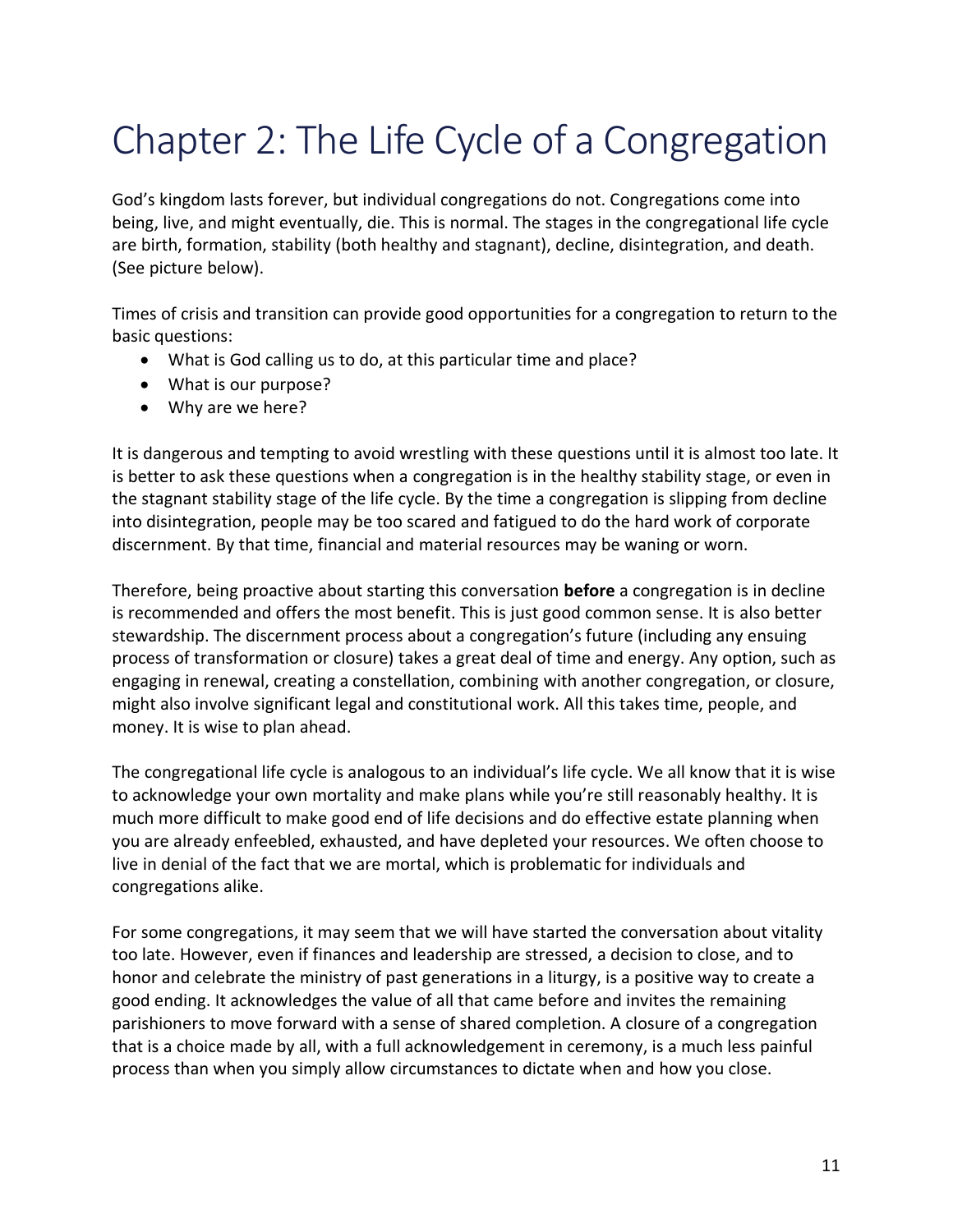# Chapter 2: The Life Cycle of a Congregation

God's kingdom lasts forever, but individual congregations do not. Congregations come into being, live, and might eventually, die. This is normal. The stages in the congregational life cycle are birth, formation, stability (both healthy and stagnant), decline, disintegration, and death. (See picture below).

Times of crisis and transition can provide good opportunities for a congregation to return to the basic questions:

- What is God calling us to do, at this particular time and place?
- What is our purpose?
- Why are we here?

It is dangerous and tempting to avoid wrestling with these questions until it is almost too late. It is better to ask these questions when a congregation is in the healthy stability stage, or even in the stagnant stability stage of the life cycle. By the time a congregation is slipping from decline into disintegration, people may be too scared and fatigued to do the hard work of corporate discernment. By that time, financial and material resources may be waning or worn.

Therefore, being proactive about starting this conversation **before** a congregation is in decline is recommended and offers the most benefit. This is just good common sense. It is also better stewardship. The discernment process about a congregation's future (including any ensuing process of transformation or closure) takes a great deal of time and energy. Any option, such as engaging in renewal, creating a constellation, combining with another congregation, or closure, might also involve significant legal and constitutional work. All this takes time, people, and money. It is wise to plan ahead.

The congregational life cycle is analogous to an individual's life cycle. We all know that it is wise to acknowledge your own mortality and make plans while you're still reasonably healthy. It is much more difficult to make good end of life decisions and do effective estate planning when you are already enfeebled, exhausted, and have depleted your resources. We often choose to live in denial of the fact that we are mortal, which is problematic for individuals and congregations alike.

For some congregations, it may seem that we will have started the conversation about vitality too late. However, even if finances and leadership are stressed, a decision to close, and to honor and celebrate the ministry of past generations in a liturgy, is a positive way to create a good ending. It acknowledges the value of all that came before and invites the remaining parishioners to move forward with a sense of shared completion. A closure of a congregation that is a choice made by all, with a full acknowledgement in ceremony, is a much less painful process than when you simply allow circumstances to dictate when and how you close.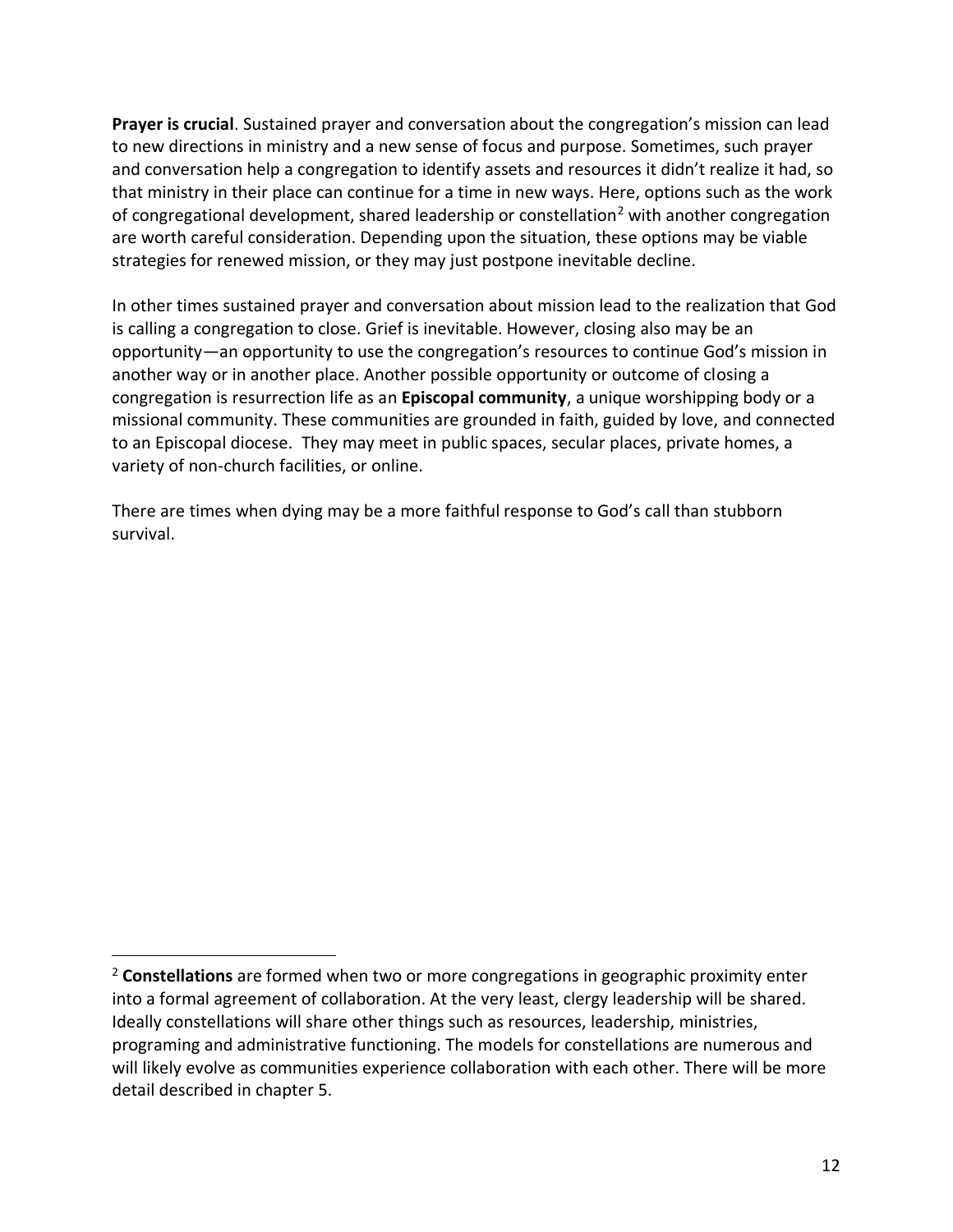**Prayer is crucial**. Sustained prayer and conversation about the congregation's mission can lead to new directions in ministry and a new sense of focus and purpose. Sometimes, such prayer and conversation help a congregation to identify assets and resources it didn't realize it had, so that ministry in their place can continue for a time in new ways. Here, options such as the work of congregational development, shared leadership or constellation[2] with another congregation are worth careful consideration. Depending upon the situation, these options may be viable strategies for renewed mission, or they may just postpone inevitable decline.

In other times sustained prayer and conversation about mission lead to the realization that God is calling a congregation to close. Grief is inevitable. However, closing also may be an opportunity—an opportunity to use the congregation's resources to continue God's mission in another way or in another place. Another possible opportunity or outcome of closing a congregation is resurrection life as an **Episcopal community**, a unique worshipping body or a missional community. These communities are grounded in faith, guided by love, and connected to an Episcopal diocese. They may meet in public spaces, secular places, private homes, a variety of non-church facilities, or online.

There are times when dying may be a more faithful response to God's call than stubborn survival.

---

[2] **Constellations** are formed when two or more congregations in geographic proximity enter into a formal agreement of collaboration. At the very least, clergy leadership will be shared. Ideally constellations will share other things such as resources, leadership, ministries, programing and administrative functioning. The models for constellations are numerous and will likely evolve as communities experience collaboration with each other. There will be more detail described in chapter 5.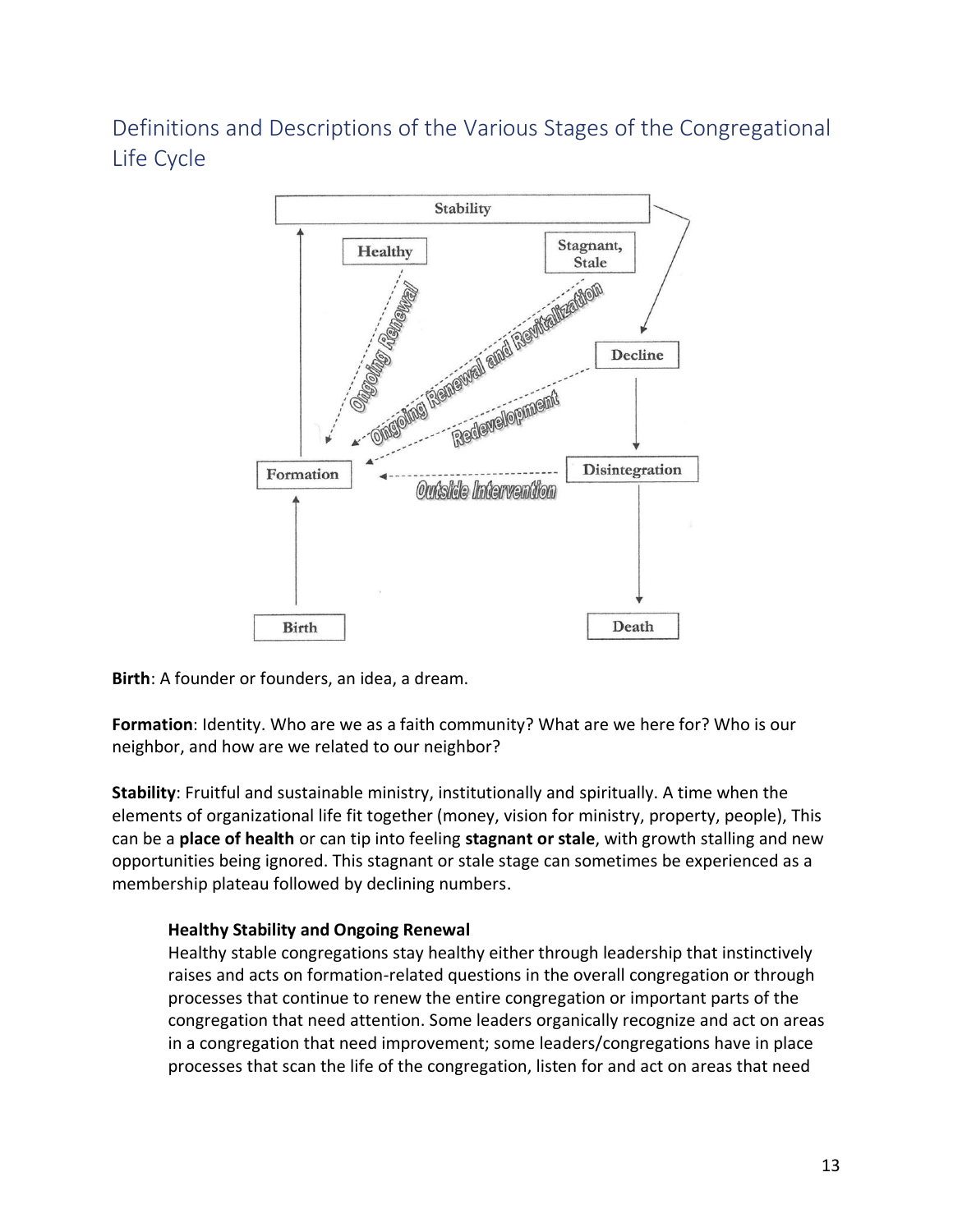## Definitions and Descriptions of the Various Stages of the Congregational Life Cycle

**Birth**: A founder or founders, an idea, a dream.

**Formation**: Identity. Who are we as a faith community? What are we here for? Who is our neighbor, and how are we related to our neighbor?

**Stability**: Fruitful and sustainable ministry, institutionally and spiritually. A time when the elements of organizational life fit together (money, vision for ministry, property, people), This can be a **place of health** or can tip into feeling **stagnant or stale**, with growth stalling and new opportunities being ignored. This stagnant or stale stage can sometimes be experienced as a membership plateau followed by declining numbers.

**Healthy Stability and Ongoing Renewal**

Healthy stable congregations stay healthy either through leadership that instinctively raises and acts on formation-related questions in the overall congregation or through processes that continue to renew the entire congregation or important parts of the congregation that need attention. Some leaders organically recognize and act on areas in a congregation that need improvement; some leaders/congregations have in place processes that scan the life of the congregation, listen for and act on areas that need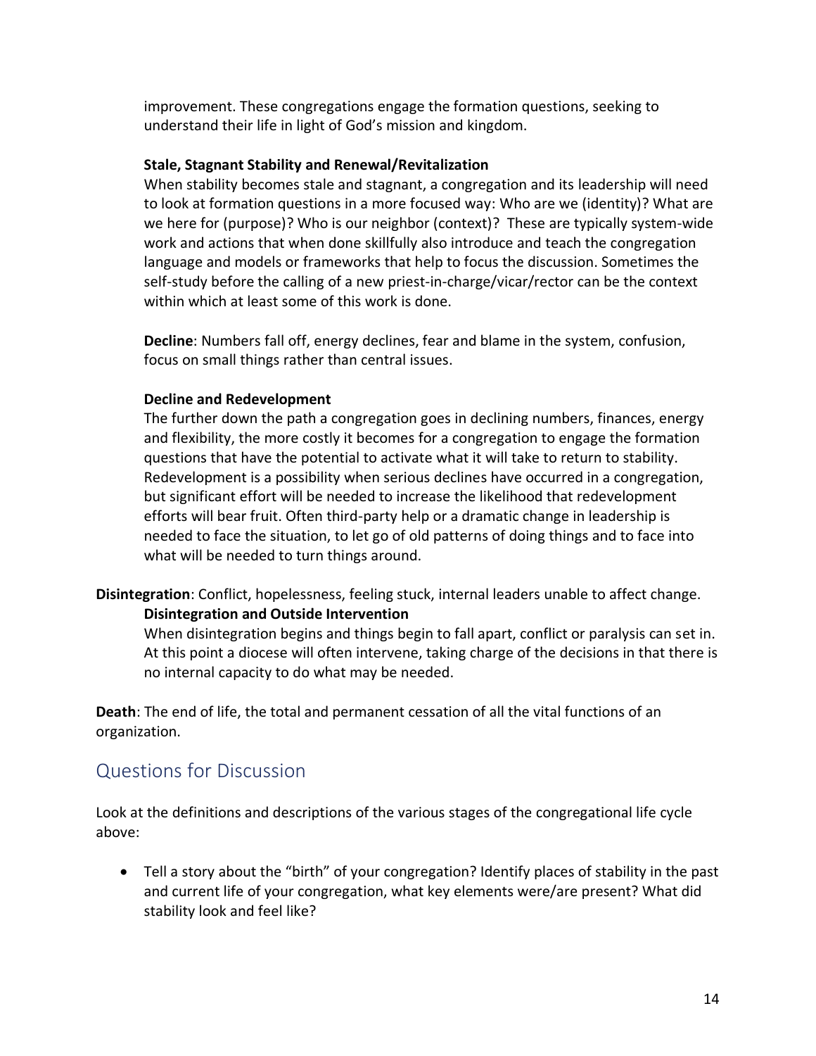improvement. These congregations engage the formation questions, seeking to understand their life in light of God's mission and kingdom.

**Stale, Stagnant Stability and Renewal/Revitalization**

When stability becomes stale and stagnant, a congregation and its leadership will need to look at formation questions in a more focused way: Who are we (identity)? What are we here for (purpose)? Who is our neighbor (context)? These are typically system-wide work and actions that when done skillfully also introduce and teach the congregation language and models or frameworks that help to focus the discussion. Sometimes the self-study before the calling of a new priest-in-charge/vicar/rector can be the context within which at least some of this work is done.

**Decline**: Numbers fall off, energy declines, fear and blame in the system, confusion, focus on small things rather than central issues.

**Decline and Redevelopment**

The further down the path a congregation goes in declining numbers, finances, energy and flexibility, the more costly it becomes for a congregation to engage the formation questions that have the potential to activate what it will take to return to stability. Redevelopment is a possibility when serious declines have occurred in a congregation, but significant effort will be needed to increase the likelihood that redevelopment efforts will bear fruit. Often third-party help or a dramatic change in leadership is needed to face the situation, to let go of old patterns of doing things and to face into what will be needed to turn things around.

**Disintegration**: Conflict, hopelessness, feeling stuck, internal leaders unable to affect change.

**Disintegration and Outside Intervention**

When disintegration begins and things begin to fall apart, conflict or paralysis can set in. At this point a diocese will often intervene, taking charge of the decisions in that there is no internal capacity to do what may be needed.

**Death**: The end of life, the total and permanent cessation of all the vital functions of an organization.

## Questions for Discussion

Look at the definitions and descriptions of the various stages of the congregational life cycle above:

- Tell a story about the "birth" of your congregation? Identify places of stability in the past and current life of your congregation, what key elements were/are present? What did stability look and feel like?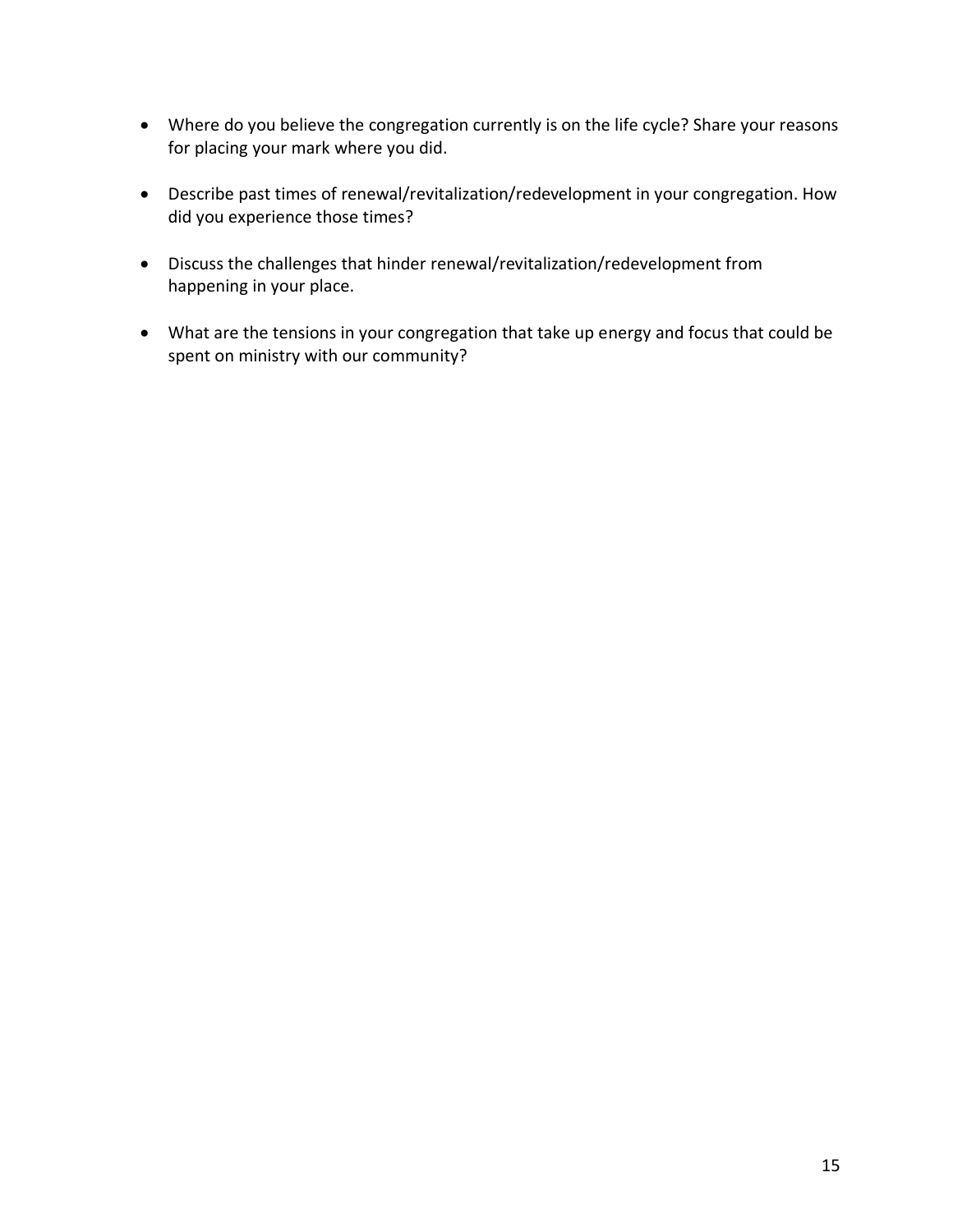- Where do you believe the congregation currently is on the life cycle? Share your reasons for placing your mark where you did.

- Describe past times of renewal/revitalization/redevelopment in your congregation. How did you experience those times?

- Discuss the challenges that hinder renewal/revitalization/redevelopment from happening in your place.

- What are the tensions in your congregation that take up energy and focus that could be spent on ministry with our community?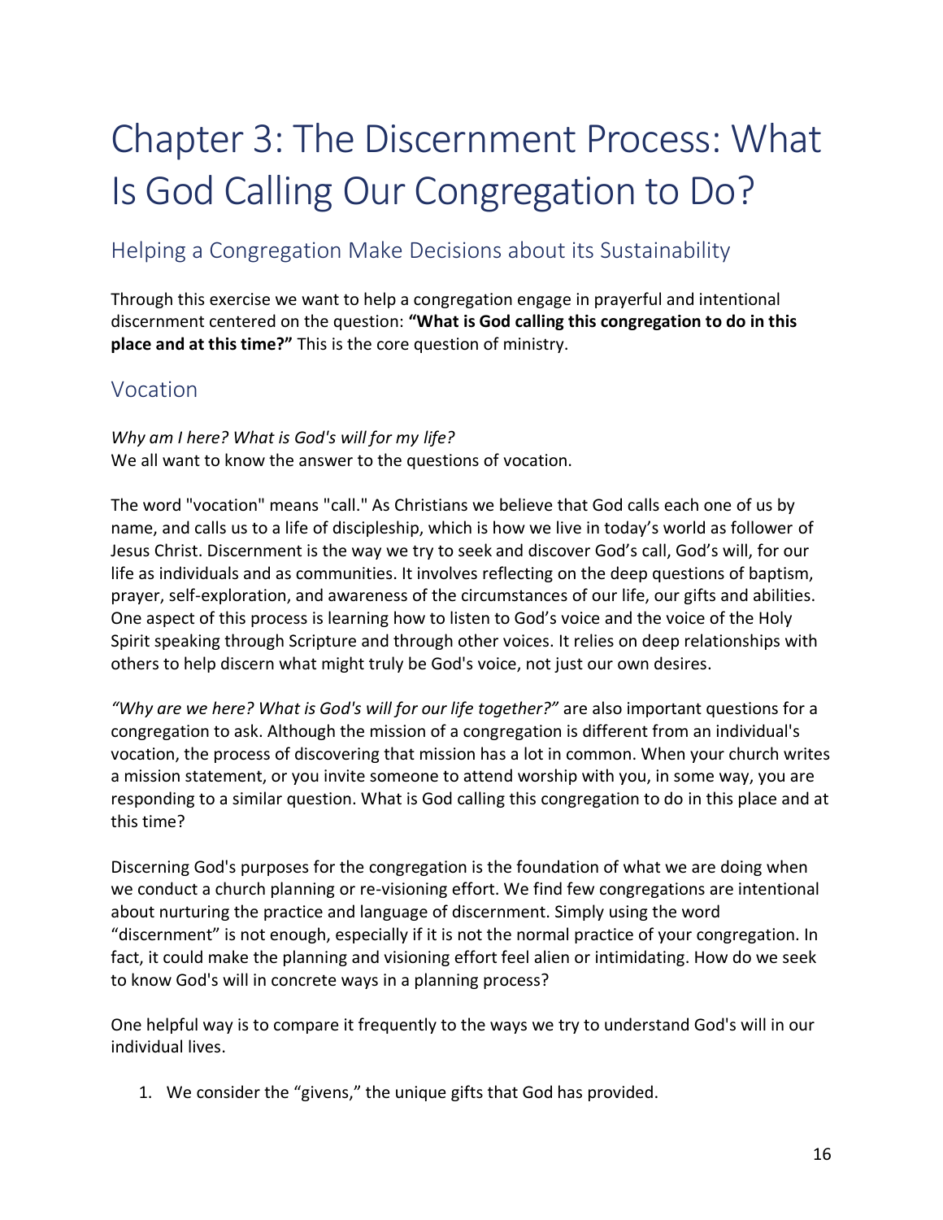# Chapter 3: The Discernment Process: What Is God Calling Our Congregation to Do?

## Helping a Congregation Make Decisions about its Sustainability

Through this exercise we want to help a congregation engage in prayerful and intentional discernment centered on the question: **"What is God calling this congregation to do in this place and at this time?"** This is the core question of ministry.

## Vocation

*Why am I here? What is God's will for my life?*
We all want to know the answer to the questions of vocation.

The word "vocation" means "call." As Christians we believe that God calls each one of us by name, and calls us to a life of discipleship, which is how we live in today's world as follower of Jesus Christ. Discernment is the way we try to seek and discover God's call, God's will, for our life as individuals and as communities. It involves reflecting on the deep questions of baptism, prayer, self-exploration, and awareness of the circumstances of our life, our gifts and abilities. One aspect of this process is learning how to listen to God's voice and the voice of the Holy Spirit speaking through Scripture and through other voices. It relies on deep relationships with others to help discern what might truly be God's voice, not just our own desires.

*"Why are we here? What is God's will for our life together?"* are also important questions for a congregation to ask. Although the mission of a congregation is different from an individual's vocation, the process of discovering that mission has a lot in common. When your church writes a mission statement, or you invite someone to attend worship with you, in some way, you are responding to a similar question. What is God calling this congregation to do in this place and at this time?

Discerning God's purposes for the congregation is the foundation of what we are doing when we conduct a church planning or re-visioning effort. We find few congregations are intentional about nurturing the practice and language of discernment. Simply using the word "discernment" is not enough, especially if it is not the normal practice of your congregation. In fact, it could make the planning and visioning effort feel alien or intimidating. How do we seek to know God's will in concrete ways in a planning process?

One helpful way is to compare it frequently to the ways we try to understand God's will in our individual lives.

1. We consider the "givens," the unique gifts that God has provided.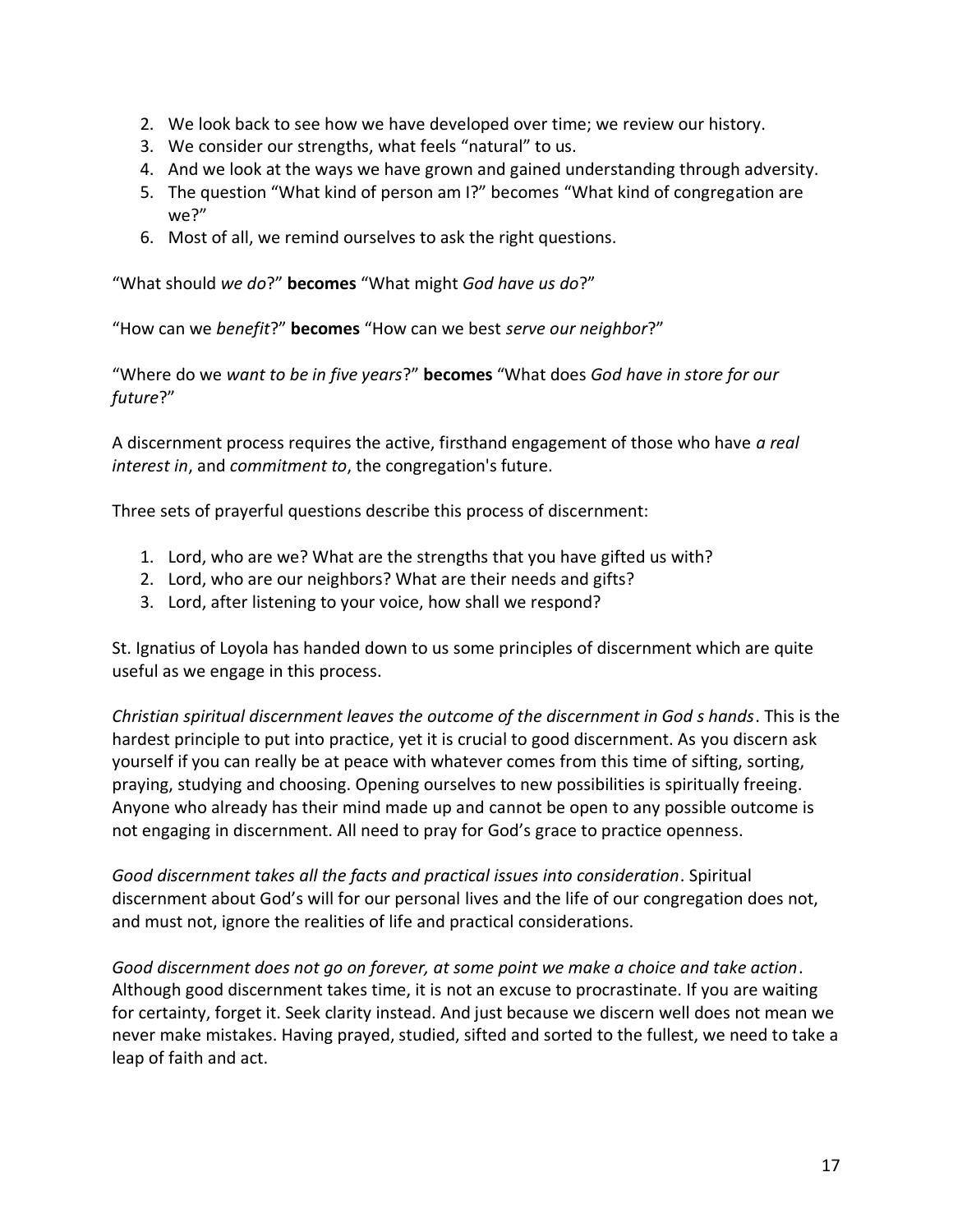2. We look back to see how we have developed over time; we review our history.
3. We consider our strengths, what feels "natural" to us.
4. And we look at the ways we have grown and gained understanding through adversity.
5. The question "What kind of person am I?" becomes "What kind of congregation are we?"
6. Most of all, we remind ourselves to ask the right questions.

"What should *we do*?" **becomes** "What might *God have us do*?"

"How can we *benefit*?" **becomes** "How can we best *serve our neighbor*?"

"Where do we *want to be in five years*?" **becomes** "What does *God have in store for our future*?"

A discernment process requires the active, firsthand engagement of those who have *a real interest in*, and *commitment to*, the congregation's future.

Three sets of prayerful questions describe this process of discernment:

1. Lord, who are we? What are the strengths that you have gifted us with?
2. Lord, who are our neighbors? What are their needs and gifts?
3. Lord, after listening to your voice, how shall we respond?

St. Ignatius of Loyola has handed down to us some principles of discernment which are quite useful as we engage in this process.

*Christian spiritual discernment leaves the outcome of the discernment in God s hands*. This is the hardest principle to put into practice, yet it is crucial to good discernment. As you discern ask yourself if you can really be at peace with whatever comes from this time of sifting, sorting, praying, studying and choosing. Opening ourselves to new possibilities is spiritually freeing. Anyone who already has their mind made up and cannot be open to any possible outcome is not engaging in discernment. All need to pray for God's grace to practice openness.

*Good discernment takes all the facts and practical issues into consideration*. Spiritual discernment about God's will for our personal lives and the life of our congregation does not, and must not, ignore the realities of life and practical considerations.

*Good discernment does not go on forever, at some point we make a choice and take action*. Although good discernment takes time, it is not an excuse to procrastinate. If you are waiting for certainty, forget it. Seek clarity instead. And just because we discern well does not mean we never make mistakes. Having prayed, studied, sifted and sorted to the fullest, we need to take a leap of faith and act.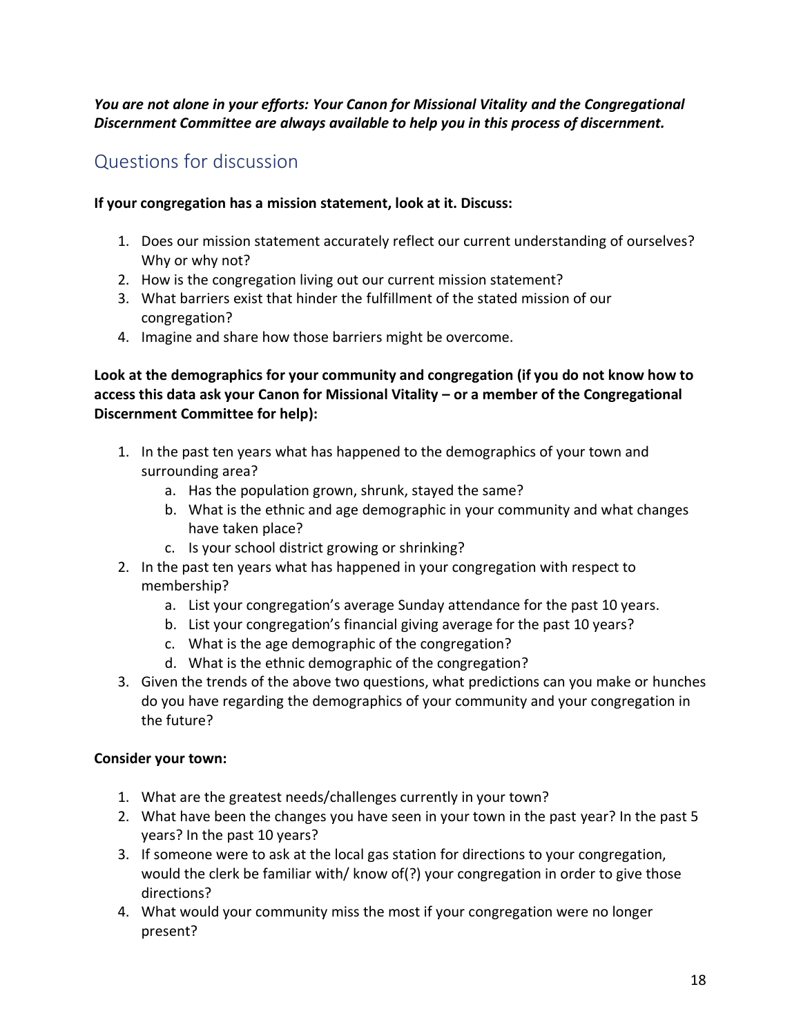***You are not alone in your efforts: Your Canon for Missional Vitality and the Congregational Discernment Committee are always available to help you in this process of discernment.***

## Questions for discussion

**If your congregation has a mission statement, look at it. Discuss:**

1. Does our mission statement accurately reflect our current understanding of ourselves? Why or why not?
2. How is the congregation living out our current mission statement?
3. What barriers exist that hinder the fulfillment of the stated mission of our congregation?
4. Imagine and share how those barriers might be overcome.

**Look at the demographics for your community and congregation (if you do not know how to access this data ask your Canon for Missional Vitality – or a member of the Congregational Discernment Committee for help):**

1. In the past ten years what has happened to the demographics of your town and surrounding area?
    a. Has the population grown, shrunk, stayed the same?
    b. What is the ethnic and age demographic in your community and what changes have taken place?
    c. Is your school district growing or shrinking?
2. In the past ten years what has happened in your congregation with respect to membership?
    a. List your congregation's average Sunday attendance for the past 10 years.
    b. List your congregation's financial giving average for the past 10 years?
    c. What is the age demographic of the congregation?
    d. What is the ethnic demographic of the congregation?
3. Given the trends of the above two questions, what predictions can you make or hunches do you have regarding the demographics of your community and your congregation in the future?

**Consider your town:**

1. What are the greatest needs/challenges currently in your town?
2. What have been the changes you have seen in your town in the past year? In the past 5 years? In the past 10 years?
3. If someone were to ask at the local gas station for directions to your congregation, would the clerk be familiar with/ know of(?) your congregation in order to give those directions?
4. What would your community miss the most if your congregation were no longer present?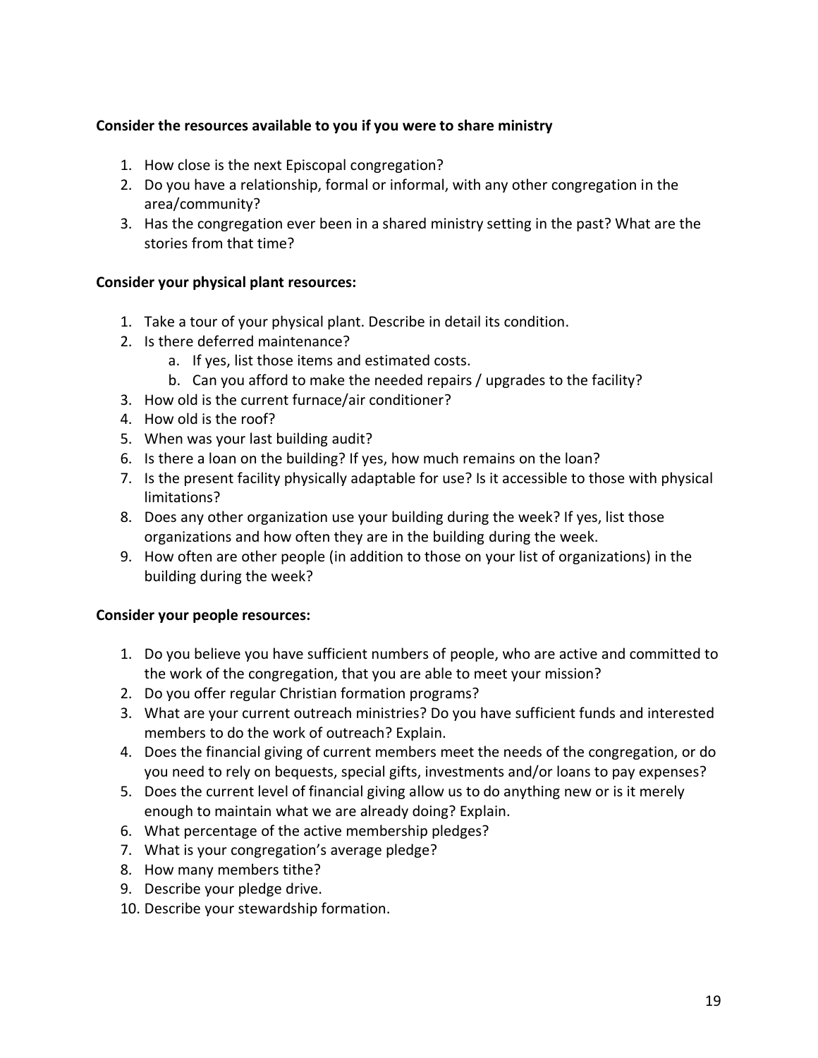**Consider the resources available to you if you were to share ministry**

1. How close is the next Episcopal congregation?
2. Do you have a relationship, formal or informal, with any other congregation in the area/community?
3. Has the congregation ever been in a shared ministry setting in the past? What are the stories from that time?

**Consider your physical plant resources:**

1. Take a tour of your physical plant. Describe in detail its condition.
2. Is there deferred maintenance?
    a. If yes, list those items and estimated costs.
    b. Can you afford to make the needed repairs / upgrades to the facility?
3. How old is the current furnace/air conditioner?
4. How old is the roof?
5. When was your last building audit?
6. Is there a loan on the building? If yes, how much remains on the loan?
7. Is the present facility physically adaptable for use? Is it accessible to those with physical limitations?
8. Does any other organization use your building during the week? If yes, list those organizations and how often they are in the building during the week.
9. How often are other people (in addition to those on your list of organizations) in the building during the week?

**Consider your people resources:**

1. Do you believe you have sufficient numbers of people, who are active and committed to the work of the congregation, that you are able to meet your mission?
2. Do you offer regular Christian formation programs?
3. What are your current outreach ministries? Do you have sufficient funds and interested members to do the work of outreach? Explain.
4. Does the financial giving of current members meet the needs of the congregation, or do you need to rely on bequests, special gifts, investments and/or loans to pay expenses?
5. Does the current level of financial giving allow us to do anything new or is it merely enough to maintain what we are already doing? Explain.
6. What percentage of the active membership pledges?
7. What is your congregation's average pledge?
8. How many members tithe?
9. Describe your pledge drive.
10. Describe your stewardship formation.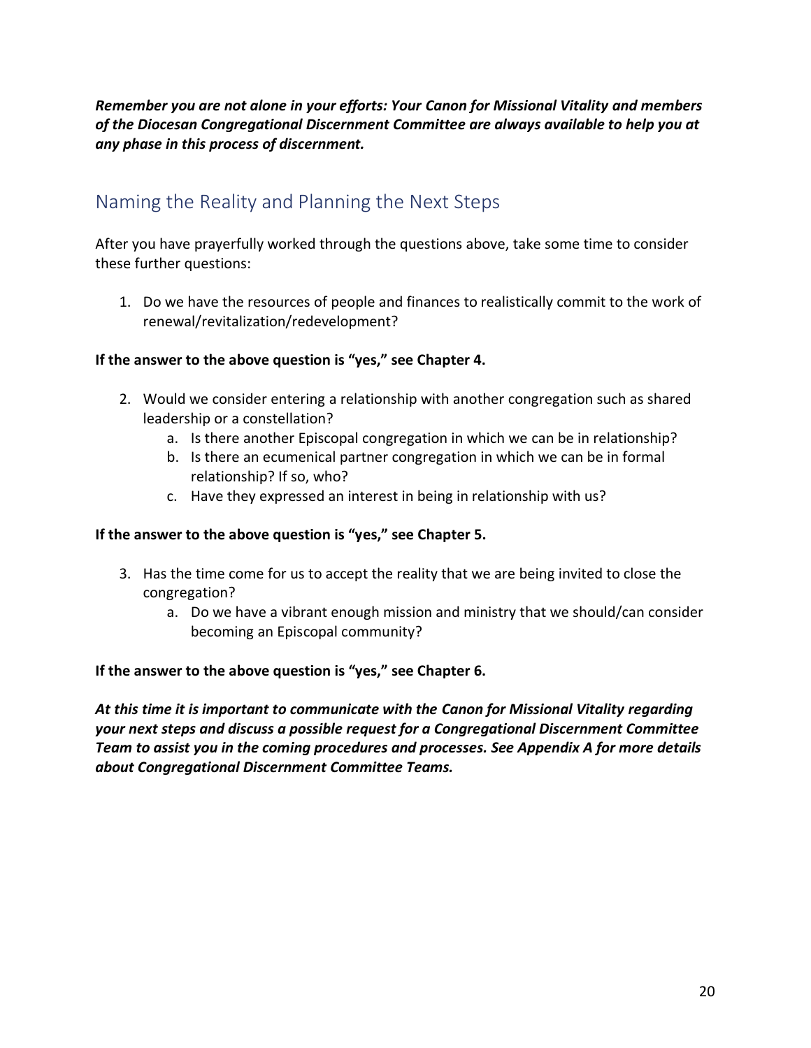***Remember you are not alone in your efforts: Your Canon for Missional Vitality and members of the Diocesan Congregational Discernment Committee are always available to help you at any phase in this process of discernment.***

## Naming the Reality and Planning the Next Steps

After you have prayerfully worked through the questions above, take some time to consider these further questions:

1. Do we have the resources of people and finances to realistically commit to the work of renewal/revitalization/redevelopment?

**If the answer to the above question is "yes," see Chapter 4.**

2. Would we consider entering a relationship with another congregation such as shared leadership or a constellation?
   a. Is there another Episcopal congregation in which we can be in relationship?
   b. Is there an ecumenical partner congregation in which we can be in formal relationship? If so, who?
   c. Have they expressed an interest in being in relationship with us?

**If the answer to the above question is "yes," see Chapter 5.**

3. Has the time come for us to accept the reality that we are being invited to close the congregation?
   a. Do we have a vibrant enough mission and ministry that we should/can consider becoming an Episcopal community?

**If the answer to the above question is "yes," see Chapter 6.**

***At this time it is important to communicate with the Canon for Missional Vitality regarding your next steps and discuss a possible request for a Congregational Discernment Committee Team to assist you in the coming procedures and processes. See Appendix A for more details about Congregational Discernment Committee Teams.***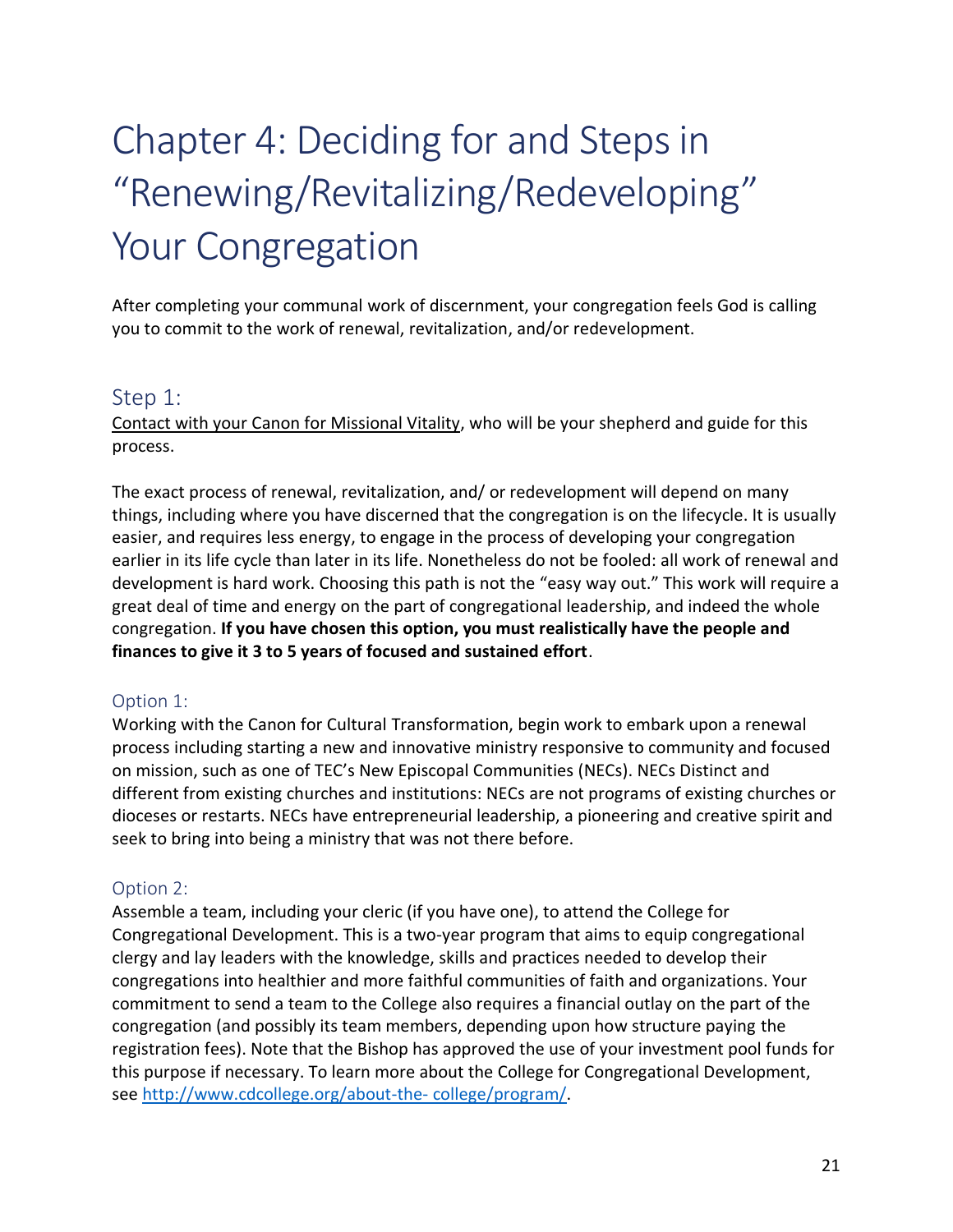# Chapter 4: Deciding for and Steps in "Renewing/Revitalizing/Redeveloping" Your Congregation

After completing your communal work of discernment, your congregation feels God is calling you to commit to the work of renewal, revitalization, and/or redevelopment.

## Step 1:

Contact with your Canon for Missional Vitality, who will be your shepherd and guide for this process.

The exact process of renewal, revitalization, and/ or redevelopment will depend on many things, including where you have discerned that the congregation is on the lifecycle. It is usually easier, and requires less energy, to engage in the process of developing your congregation earlier in its life cycle than later in its life. Nonetheless do not be fooled: all work of renewal and development is hard work. Choosing this path is not the "easy way out." This work will require a great deal of time and energy on the part of congregational leadership, and indeed the whole congregation. **If you have chosen this option, you must realistically have the people and finances to give it 3 to 5 years of focused and sustained effort**.

### Option 1:

Working with the Canon for Cultural Transformation, begin work to embark upon a renewal process including starting a new and innovative ministry responsive to community and focused on mission, such as one of TEC's New Episcopal Communities (NECs). NECs Distinct and different from existing churches and institutions: NECs are not programs of existing churches or dioceses or restarts. NECs have entrepreneurial leadership, a pioneering and creative spirit and seek to bring into being a ministry that was not there before.

### Option 2:

Assemble a team, including your cleric (if you have one), to attend the College for Congregational Development. This is a two-year program that aims to equip congregational clergy and lay leaders with the knowledge, skills and practices needed to develop their congregations into healthier and more faithful communities of faith and organizations. Your commitment to send a team to the College also requires a financial outlay on the part of the congregation (and possibly its team members, depending upon how structure paying the registration fees). Note that the Bishop has approved the use of your investment pool funds for this purpose if necessary. To learn more about the College for Congregational Development, see http://www.cdcollege.org/about-the- college/program/.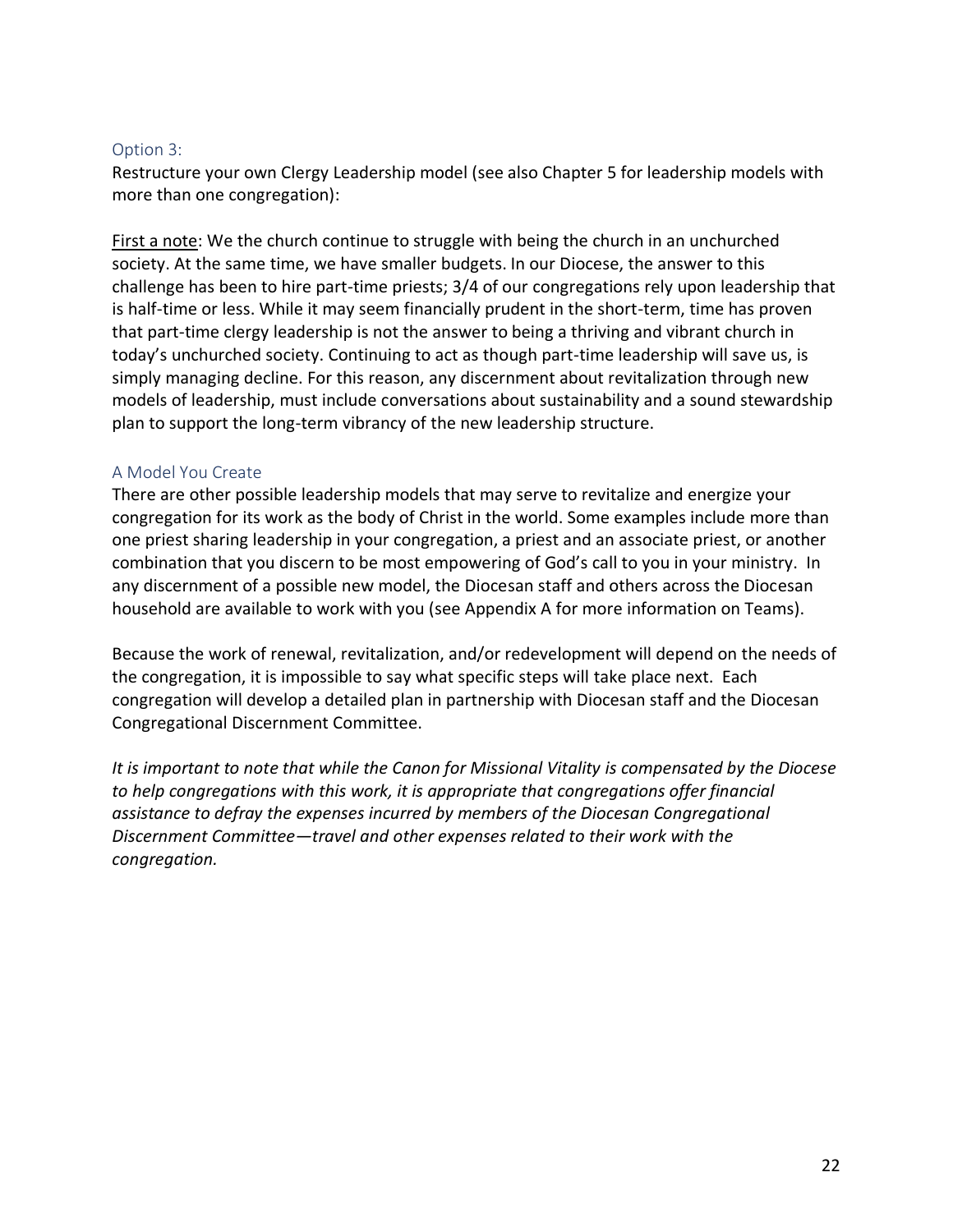### Option 3:

Restructure your own Clergy Leadership model (see also Chapter 5 for leadership models with more than one congregation):

<u>First a note</u>: We the church continue to struggle with being the church in an unchurched society. At the same time, we have smaller budgets. In our Diocese, the answer to this challenge has been to hire part-time priests; 3/4 of our congregations rely upon leadership that is half-time or less. While it may seem financially prudent in the short-term, time has proven that part-time clergy leadership is not the answer to being a thriving and vibrant church in today's unchurched society. Continuing to act as though part-time leadership will save us, is simply managing decline. For this reason, any discernment about revitalization through new models of leadership, must include conversations about sustainability and a sound stewardship plan to support the long-term vibrancy of the new leadership structure.

### A Model You Create

There are other possible leadership models that may serve to revitalize and energize your congregation for its work as the body of Christ in the world. Some examples include more than one priest sharing leadership in your congregation, a priest and an associate priest, or another combination that you discern to be most empowering of God's call to you in your ministry. In any discernment of a possible new model, the Diocesan staff and others across the Diocesan household are available to work with you (see Appendix A for more information on Teams).

Because the work of renewal, revitalization, and/or redevelopment will depend on the needs of the congregation, it is impossible to say what specific steps will take place next. Each congregation will develop a detailed plan in partnership with Diocesan staff and the Diocesan Congregational Discernment Committee.

*It is important to note that while the Canon for Missional Vitality is compensated by the Diocese to help congregations with this work, it is appropriate that congregations offer financial assistance to defray the expenses incurred by members of the Diocesan Congregational Discernment Committee—travel and other expenses related to their work with the congregation.*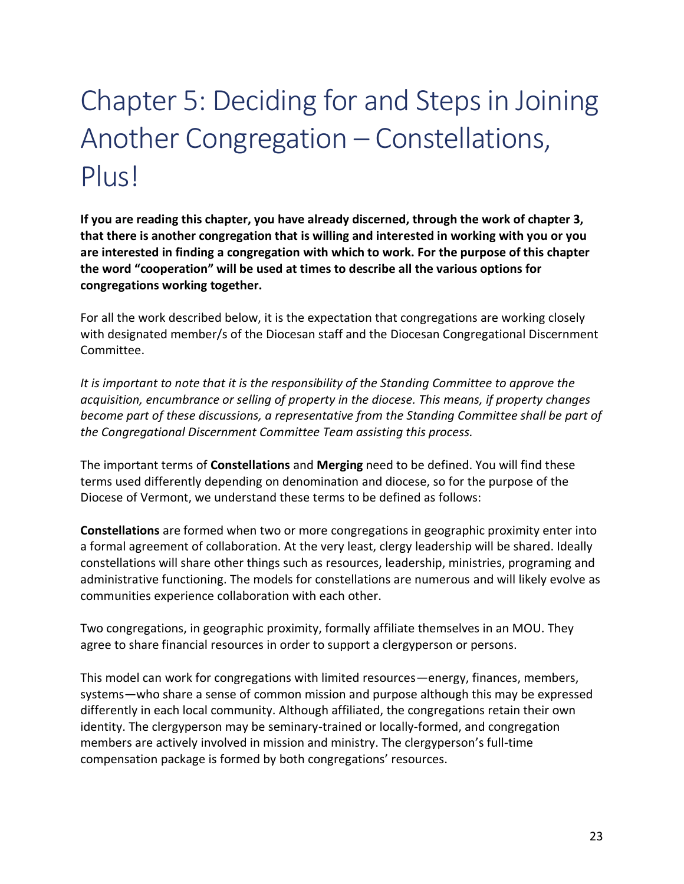# Chapter 5: Deciding for and Steps in Joining Another Congregation – Constellations, Plus!

**If you are reading this chapter, you have already discerned, through the work of chapter 3, that there is another congregation that is willing and interested in working with you or you are interested in finding a congregation with which to work. For the purpose of this chapter the word "cooperation" will be used at times to describe all the various options for congregations working together.**

For all the work described below, it is the expectation that congregations are working closely with designated member/s of the Diocesan staff and the Diocesan Congregational Discernment Committee.

*It is important to note that it is the responsibility of the Standing Committee to approve the acquisition, encumbrance or selling of property in the diocese. This means, if property changes become part of these discussions, a representative from the Standing Committee shall be part of the Congregational Discernment Committee Team assisting this process.*

The important terms of **Constellations** and **Merging** need to be defined. You will find these terms used differently depending on denomination and diocese, so for the purpose of the Diocese of Vermont, we understand these terms to be defined as follows:

**Constellations** are formed when two or more congregations in geographic proximity enter into a formal agreement of collaboration. At the very least, clergy leadership will be shared. Ideally constellations will share other things such as resources, leadership, ministries, programing and administrative functioning. The models for constellations are numerous and will likely evolve as communities experience collaboration with each other.

Two congregations, in geographic proximity, formally affiliate themselves in an MOU. They agree to share financial resources in order to support a clergyperson or persons.

This model can work for congregations with limited resources—energy, finances, members, systems—who share a sense of common mission and purpose although this may be expressed differently in each local community. Although affiliated, the congregations retain their own identity. The clergyperson may be seminary-trained or locally-formed, and congregation members are actively involved in mission and ministry. The clergyperson's full-time compensation package is formed by both congregations' resources.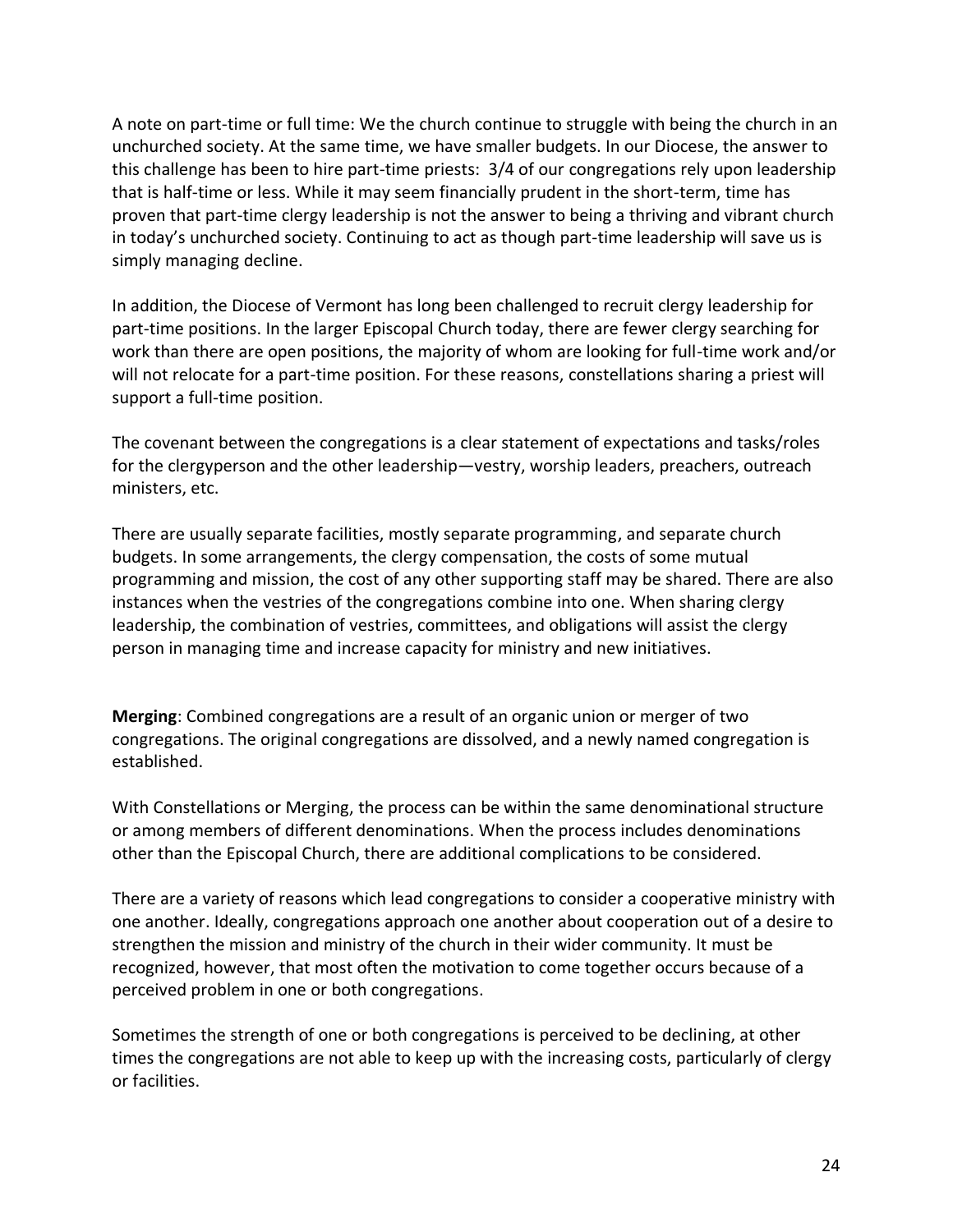A note on part-time or full time: We the church continue to struggle with being the church in an unchurched society. At the same time, we have smaller budgets. In our Diocese, the answer to this challenge has been to hire part-time priests: 3/4 of our congregations rely upon leadership that is half-time or less. While it may seem financially prudent in the short-term, time has proven that part-time clergy leadership is not the answer to being a thriving and vibrant church in today's unchurched society. Continuing to act as though part-time leadership will save us is simply managing decline.

In addition, the Diocese of Vermont has long been challenged to recruit clergy leadership for part-time positions. In the larger Episcopal Church today, there are fewer clergy searching for work than there are open positions, the majority of whom are looking for full-time work and/or will not relocate for a part-time position. For these reasons, constellations sharing a priest will support a full-time position.

The covenant between the congregations is a clear statement of expectations and tasks/roles for the clergyperson and the other leadership—vestry, worship leaders, preachers, outreach ministers, etc.

There are usually separate facilities, mostly separate programming, and separate church budgets. In some arrangements, the clergy compensation, the costs of some mutual programming and mission, the cost of any other supporting staff may be shared. There are also instances when the vestries of the congregations combine into one. When sharing clergy leadership, the combination of vestries, committees, and obligations will assist the clergy person in managing time and increase capacity for ministry and new initiatives.

**Merging**: Combined congregations are a result of an organic union or merger of two congregations. The original congregations are dissolved, and a newly named congregation is established.

With Constellations or Merging, the process can be within the same denominational structure or among members of different denominations. When the process includes denominations other than the Episcopal Church, there are additional complications to be considered.

There are a variety of reasons which lead congregations to consider a cooperative ministry with one another. Ideally, congregations approach one another about cooperation out of a desire to strengthen the mission and ministry of the church in their wider community. It must be recognized, however, that most often the motivation to come together occurs because of a perceived problem in one or both congregations.

Sometimes the strength of one or both congregations is perceived to be declining, at other times the congregations are not able to keep up with the increasing costs, particularly of clergy or facilities.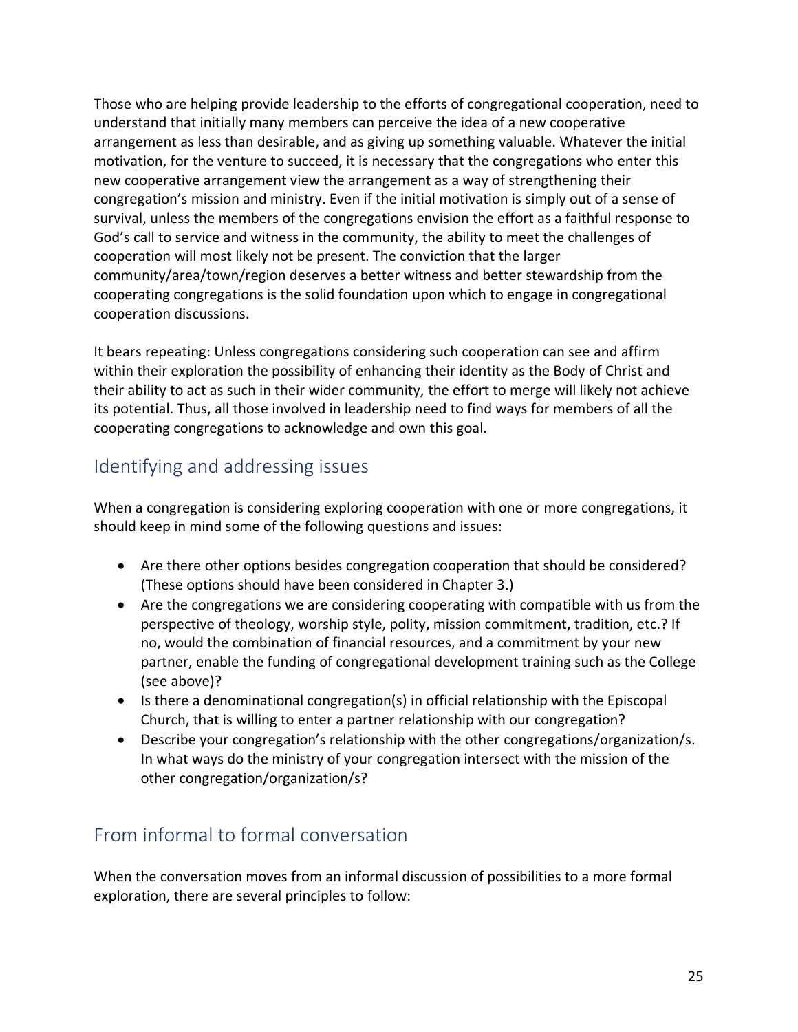Those who are helping provide leadership to the efforts of congregational cooperation, need to understand that initially many members can perceive the idea of a new cooperative arrangement as less than desirable, and as giving up something valuable. Whatever the initial motivation, for the venture to succeed, it is necessary that the congregations who enter this new cooperative arrangement view the arrangement as a way of strengthening their congregation's mission and ministry. Even if the initial motivation is simply out of a sense of survival, unless the members of the congregations envision the effort as a faithful response to God's call to service and witness in the community, the ability to meet the challenges of cooperation will most likely not be present. The conviction that the larger community/area/town/region deserves a better witness and better stewardship from the cooperating congregations is the solid foundation upon which to engage in congregational cooperation discussions.

It bears repeating: Unless congregations considering such cooperation can see and affirm within their exploration the possibility of enhancing their identity as the Body of Christ and their ability to act as such in their wider community, the effort to merge will likely not achieve its potential. Thus, all those involved in leadership need to find ways for members of all the cooperating congregations to acknowledge and own this goal.

## Identifying and addressing issues

When a congregation is considering exploring cooperation with one or more congregations, it should keep in mind some of the following questions and issues:

- Are there other options besides congregation cooperation that should be considered? (These options should have been considered in Chapter 3.)
- Are the congregations we are considering cooperating with compatible with us from the perspective of theology, worship style, polity, mission commitment, tradition, etc.? If no, would the combination of financial resources, and a commitment by your new partner, enable the funding of congregational development training such as the College (see above)?
- Is there a denominational congregation(s) in official relationship with the Episcopal Church, that is willing to enter a partner relationship with our congregation?
- Describe your congregation's relationship with the other congregations/organization/s. In what ways do the ministry of your congregation intersect with the mission of the other congregation/organization/s?

## From informal to formal conversation

When the conversation moves from an informal discussion of possibilities to a more formal exploration, there are several principles to follow: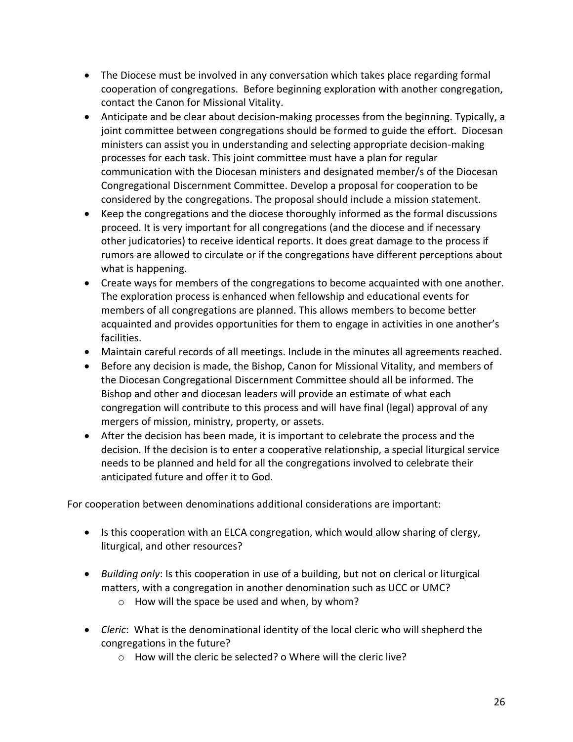- The Diocese must be involved in any conversation which takes place regarding formal cooperation of congregations. Before beginning exploration with another congregation, contact the Canon for Missional Vitality.
- Anticipate and be clear about decision-making processes from the beginning. Typically, a joint committee between congregations should be formed to guide the effort. Diocesan ministers can assist you in understanding and selecting appropriate decision-making processes for each task. This joint committee must have a plan for regular communication with the Diocesan ministers and designated member/s of the Diocesan Congregational Discernment Committee. Develop a proposal for cooperation to be considered by the congregations. The proposal should include a mission statement.
- Keep the congregations and the diocese thoroughly informed as the formal discussions proceed. It is very important for all congregations (and the diocese and if necessary other judicatories) to receive identical reports. It does great damage to the process if rumors are allowed to circulate or if the congregations have different perceptions about what is happening.
- Create ways for members of the congregations to become acquainted with one another. The exploration process is enhanced when fellowship and educational events for members of all congregations are planned. This allows members to become better acquainted and provides opportunities for them to engage in activities in one another's facilities.
- Maintain careful records of all meetings. Include in the minutes all agreements reached.
- Before any decision is made, the Bishop, Canon for Missional Vitality, and members of the Diocesan Congregational Discernment Committee should all be informed. The Bishop and other and diocesan leaders will provide an estimate of what each congregation will contribute to this process and will have final (legal) approval of any mergers of mission, ministry, property, or assets.
- After the decision has been made, it is important to celebrate the process and the decision. If the decision is to enter a cooperative relationship, a special liturgical service needs to be planned and held for all the congregations involved to celebrate their anticipated future and offer it to God.

For cooperation between denominations additional considerations are important:

- Is this cooperation with an ELCA congregation, which would allow sharing of clergy, liturgical, and other resources?
- *Building only*: Is this cooperation in use of a building, but not on clerical or liturgical matters, with a congregation in another denomination such as UCC or UMC?
  - How will the space be used and when, by whom?
- *Cleric*: What is the denominational identity of the local cleric who will shepherd the congregations in the future?
  - How will the cleric be selected? o Where will the cleric live?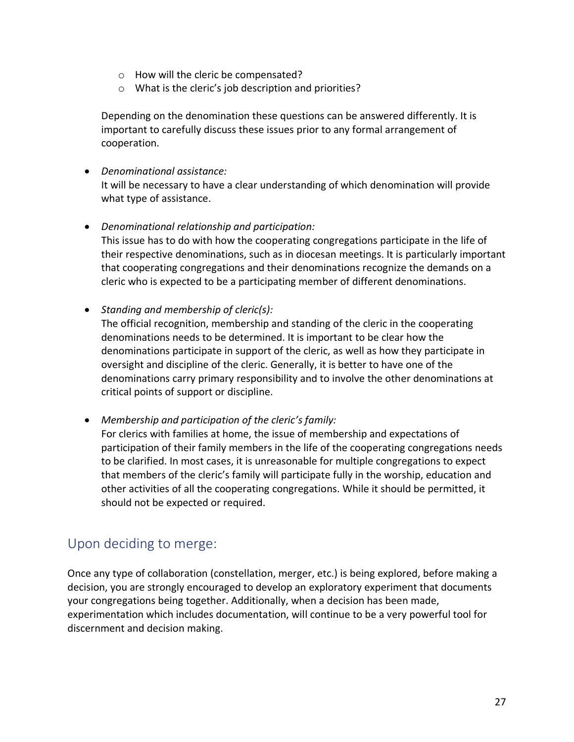- How will the cleric be compensated?
   - What is the cleric's job description and priorities?

  Depending on the denomination these questions can be answered differently. It is important to carefully discuss these issues prior to any formal arrangement of cooperation.

- *Denominational assistance:*
  It will be necessary to have a clear understanding of which denomination will provide what type of assistance.

- *Denominational relationship and participation:*
  This issue has to do with how the cooperating congregations participate in the life of their respective denominations, such as in diocesan meetings. It is particularly important that cooperating congregations and their denominations recognize the demands on a cleric who is expected to be a participating member of different denominations.

- *Standing and membership of cleric(s):*
  The official recognition, membership and standing of the cleric in the cooperating denominations needs to be determined. It is important to be clear how the denominations participate in support of the cleric, as well as how they participate in oversight and discipline of the cleric. Generally, it is better to have one of the denominations carry primary responsibility and to involve the other denominations at critical points of support or discipline.

- *Membership and participation of the cleric's family:*
  For clerics with families at home, the issue of membership and expectations of participation of their family members in the life of the cooperating congregations needs to be clarified. In most cases, it is unreasonable for multiple congregations to expect that members of the cleric's family will participate fully in the worship, education and other activities of all the cooperating congregations. While it should be permitted, it should not be expected or required.

## Upon deciding to merge:

Once any type of collaboration (constellation, merger, etc.) is being explored, before making a decision, you are strongly encouraged to develop an exploratory experiment that documents your congregations being together. Additionally, when a decision has been made, experimentation which includes documentation, will continue to be a very powerful tool for discernment and decision making.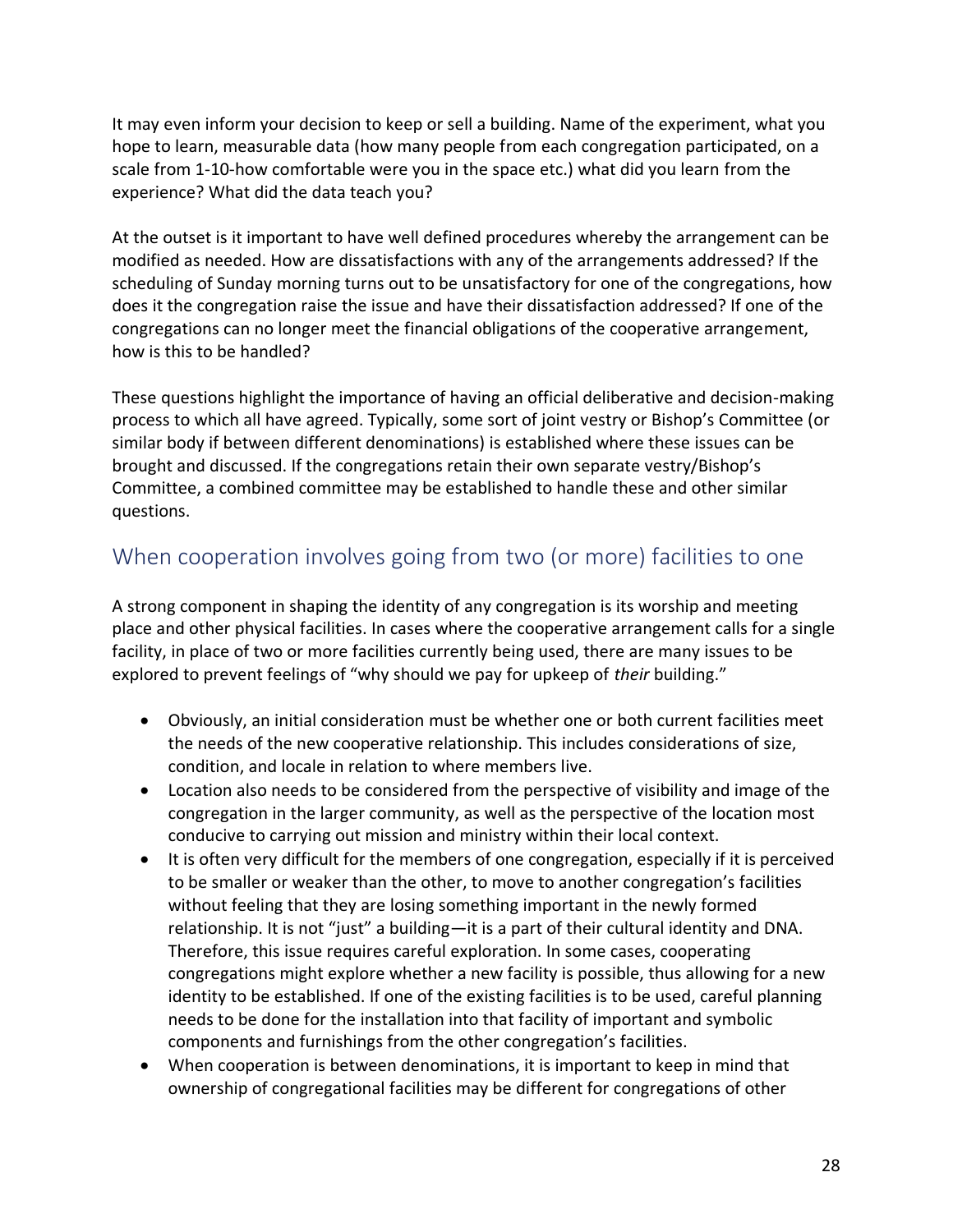It may even inform your decision to keep or sell a building. Name of the experiment, what you hope to learn, measurable data (how many people from each congregation participated, on a scale from 1-10-how comfortable were you in the space etc.) what did you learn from the experience? What did the data teach you?

At the outset is it important to have well defined procedures whereby the arrangement can be modified as needed. How are dissatisfactions with any of the arrangements addressed? If the scheduling of Sunday morning turns out to be unsatisfactory for one of the congregations, how does it the congregation raise the issue and have their dissatisfaction addressed? If one of the congregations can no longer meet the financial obligations of the cooperative arrangement, how is this to be handled?

These questions highlight the importance of having an official deliberative and decision-making process to which all have agreed. Typically, some sort of joint vestry or Bishop's Committee (or similar body if between different denominations) is established where these issues can be brought and discussed. If the congregations retain their own separate vestry/Bishop's Committee, a combined committee may be established to handle these and other similar questions.

## When cooperation involves going from two (or more) facilities to one

A strong component in shaping the identity of any congregation is its worship and meeting place and other physical facilities. In cases where the cooperative arrangement calls for a single facility, in place of two or more facilities currently being used, there are many issues to be explored to prevent feelings of "why should we pay for upkeep of *their* building."

- Obviously, an initial consideration must be whether one or both current facilities meet the needs of the new cooperative relationship. This includes considerations of size, condition, and locale in relation to where members live.
- Location also needs to be considered from the perspective of visibility and image of the congregation in the larger community, as well as the perspective of the location most conducive to carrying out mission and ministry within their local context.
- It is often very difficult for the members of one congregation, especially if it is perceived to be smaller or weaker than the other, to move to another congregation's facilities without feeling that they are losing something important in the newly formed relationship. It is not "just" a building—it is a part of their cultural identity and DNA. Therefore, this issue requires careful exploration. In some cases, cooperating congregations might explore whether a new facility is possible, thus allowing for a new identity to be established. If one of the existing facilities is to be used, careful planning needs to be done for the installation into that facility of important and symbolic components and furnishings from the other congregation's facilities.
- When cooperation is between denominations, it is important to keep in mind that ownership of congregational facilities may be different for congregations of other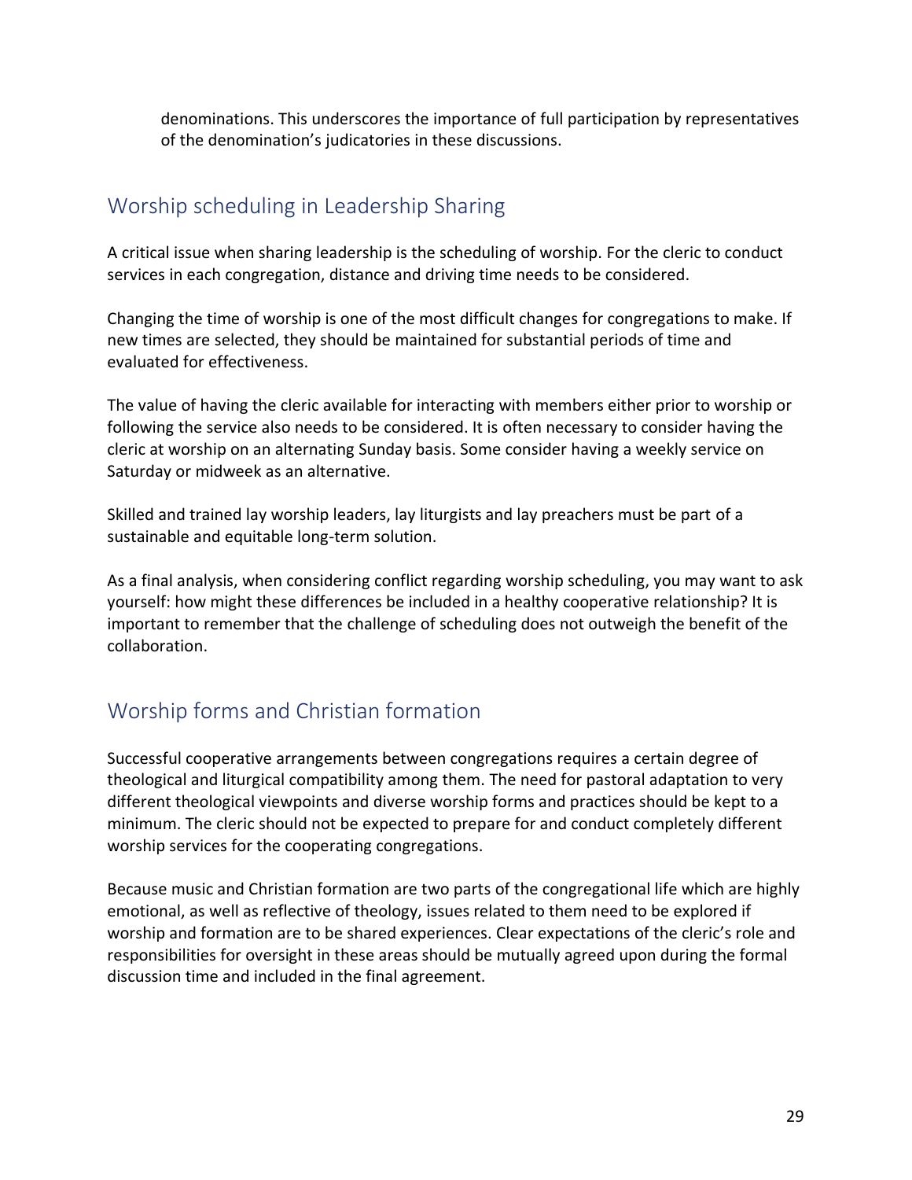denominations. This underscores the importance of full participation by representatives of the denomination's judicatories in these discussions.

## Worship scheduling in Leadership Sharing

A critical issue when sharing leadership is the scheduling of worship. For the cleric to conduct services in each congregation, distance and driving time needs to be considered.

Changing the time of worship is one of the most difficult changes for congregations to make. If new times are selected, they should be maintained for substantial periods of time and evaluated for effectiveness.

The value of having the cleric available for interacting with members either prior to worship or following the service also needs to be considered. It is often necessary to consider having the cleric at worship on an alternating Sunday basis. Some consider having a weekly service on Saturday or midweek as an alternative.

Skilled and trained lay worship leaders, lay liturgists and lay preachers must be part of a sustainable and equitable long-term solution.

As a final analysis, when considering conflict regarding worship scheduling, you may want to ask yourself: how might these differences be included in a healthy cooperative relationship? It is important to remember that the challenge of scheduling does not outweigh the benefit of the collaboration.

## Worship forms and Christian formation

Successful cooperative arrangements between congregations requires a certain degree of theological and liturgical compatibility among them. The need for pastoral adaptation to very different theological viewpoints and diverse worship forms and practices should be kept to a minimum. The cleric should not be expected to prepare for and conduct completely different worship services for the cooperating congregations.

Because music and Christian formation are two parts of the congregational life which are highly emotional, as well as reflective of theology, issues related to them need to be explored if worship and formation are to be shared experiences. Clear expectations of the cleric's role and responsibilities for oversight in these areas should be mutually agreed upon during the formal discussion time and included in the final agreement.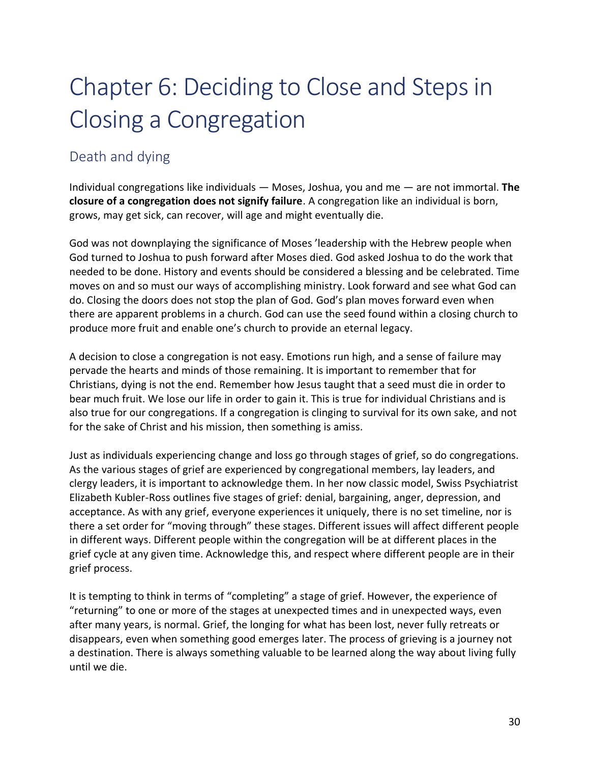# Chapter 6: Deciding to Close and Steps in Closing a Congregation

## Death and dying

Individual congregations like individuals — Moses, Joshua, you and me — are not immortal. **The closure of a congregation does not signify failure**. A congregation like an individual is born, grows, may get sick, can recover, will age and might eventually die.

God was not downplaying the significance of Moses 'leadership with the Hebrew people when God turned to Joshua to push forward after Moses died. God asked Joshua to do the work that needed to be done. History and events should be considered a blessing and be celebrated. Time moves on and so must our ways of accomplishing ministry. Look forward and see what God can do. Closing the doors does not stop the plan of God. God's plan moves forward even when there are apparent problems in a church. God can use the seed found within a closing church to produce more fruit and enable one's church to provide an eternal legacy.

A decision to close a congregation is not easy. Emotions run high, and a sense of failure may pervade the hearts and minds of those remaining. It is important to remember that for Christians, dying is not the end. Remember how Jesus taught that a seed must die in order to bear much fruit. We lose our life in order to gain it. This is true for individual Christians and is also true for our congregations. If a congregation is clinging to survival for its own sake, and not for the sake of Christ and his mission, then something is amiss.

Just as individuals experiencing change and loss go through stages of grief, so do congregations. As the various stages of grief are experienced by congregational members, lay leaders, and clergy leaders, it is important to acknowledge them. In her now classic model, Swiss Psychiatrist Elizabeth Kubler-Ross outlines five stages of grief: denial, bargaining, anger, depression, and acceptance. As with any grief, everyone experiences it uniquely, there is no set timeline, nor is there a set order for "moving through" these stages. Different issues will affect different people in different ways. Different people within the congregation will be at different places in the grief cycle at any given time. Acknowledge this, and respect where different people are in their grief process.

It is tempting to think in terms of "completing" a stage of grief. However, the experience of "returning" to one or more of the stages at unexpected times and in unexpected ways, even after many years, is normal. Grief, the longing for what has been lost, never fully retreats or disappears, even when something good emerges later. The process of grieving is a journey not a destination. There is always something valuable to be learned along the way about living fully until we die.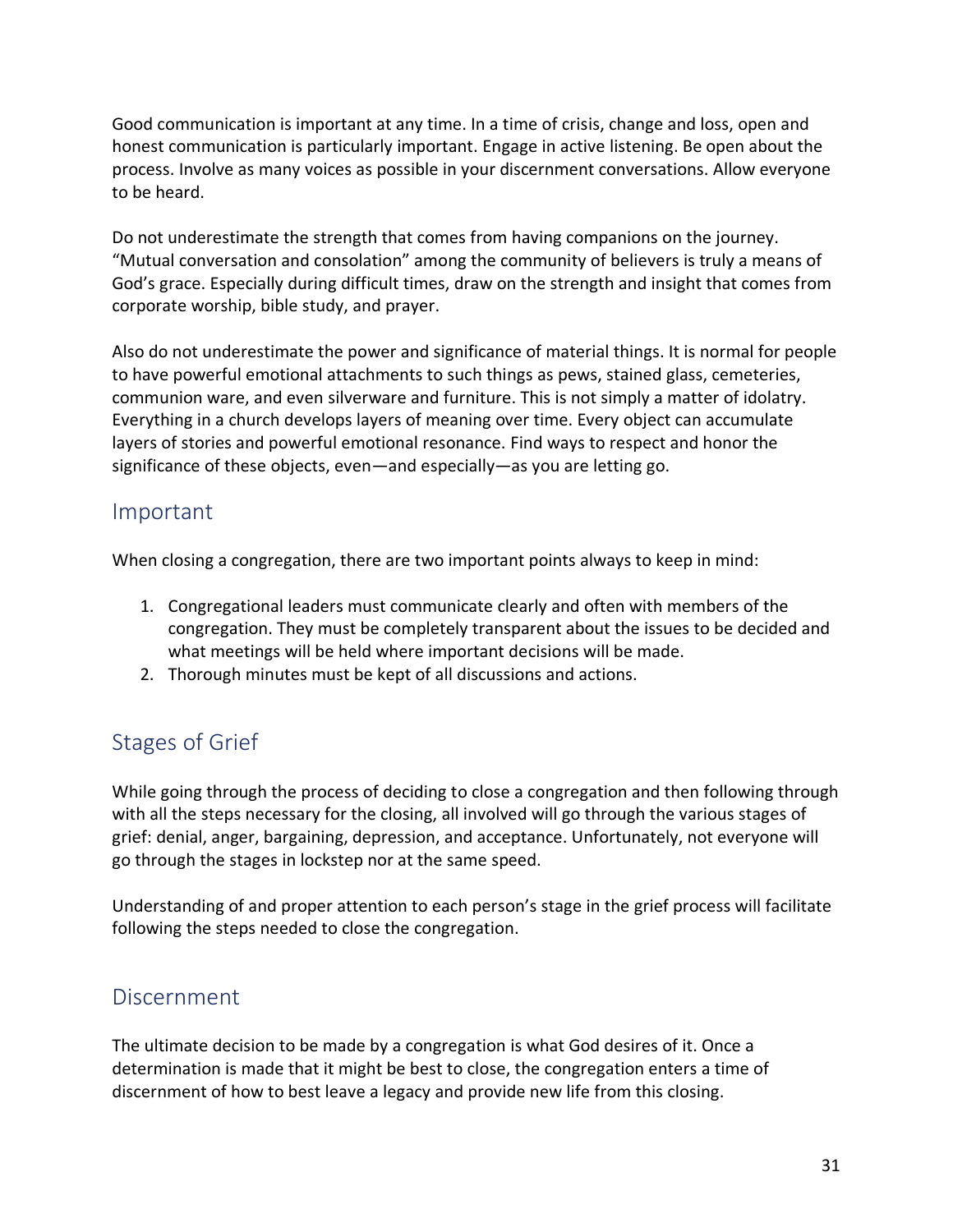Good communication is important at any time. In a time of crisis, change and loss, open and honest communication is particularly important. Engage in active listening. Be open about the process. Involve as many voices as possible in your discernment conversations. Allow everyone to be heard.

Do not underestimate the strength that comes from having companions on the journey. "Mutual conversation and consolation" among the community of believers is truly a means of God's grace. Especially during difficult times, draw on the strength and insight that comes from corporate worship, bible study, and prayer.

Also do not underestimate the power and significance of material things. It is normal for people to have powerful emotional attachments to such things as pews, stained glass, cemeteries, communion ware, and even silverware and furniture. This is not simply a matter of idolatry. Everything in a church develops layers of meaning over time. Every object can accumulate layers of stories and powerful emotional resonance. Find ways to respect and honor the significance of these objects, even—and especially—as you are letting go.

## Important

When closing a congregation, there are two important points always to keep in mind:

1. Congregational leaders must communicate clearly and often with members of the congregation. They must be completely transparent about the issues to be decided and what meetings will be held where important decisions will be made.
2. Thorough minutes must be kept of all discussions and actions.

## Stages of Grief

While going through the process of deciding to close a congregation and then following through with all the steps necessary for the closing, all involved will go through the various stages of grief: denial, anger, bargaining, depression, and acceptance. Unfortunately, not everyone will go through the stages in lockstep nor at the same speed.

Understanding of and proper attention to each person's stage in the grief process will facilitate following the steps needed to close the congregation.

## Discernment

The ultimate decision to be made by a congregation is what God desires of it. Once a determination is made that it might be best to close, the congregation enters a time of discernment of how to best leave a legacy and provide new life from this closing.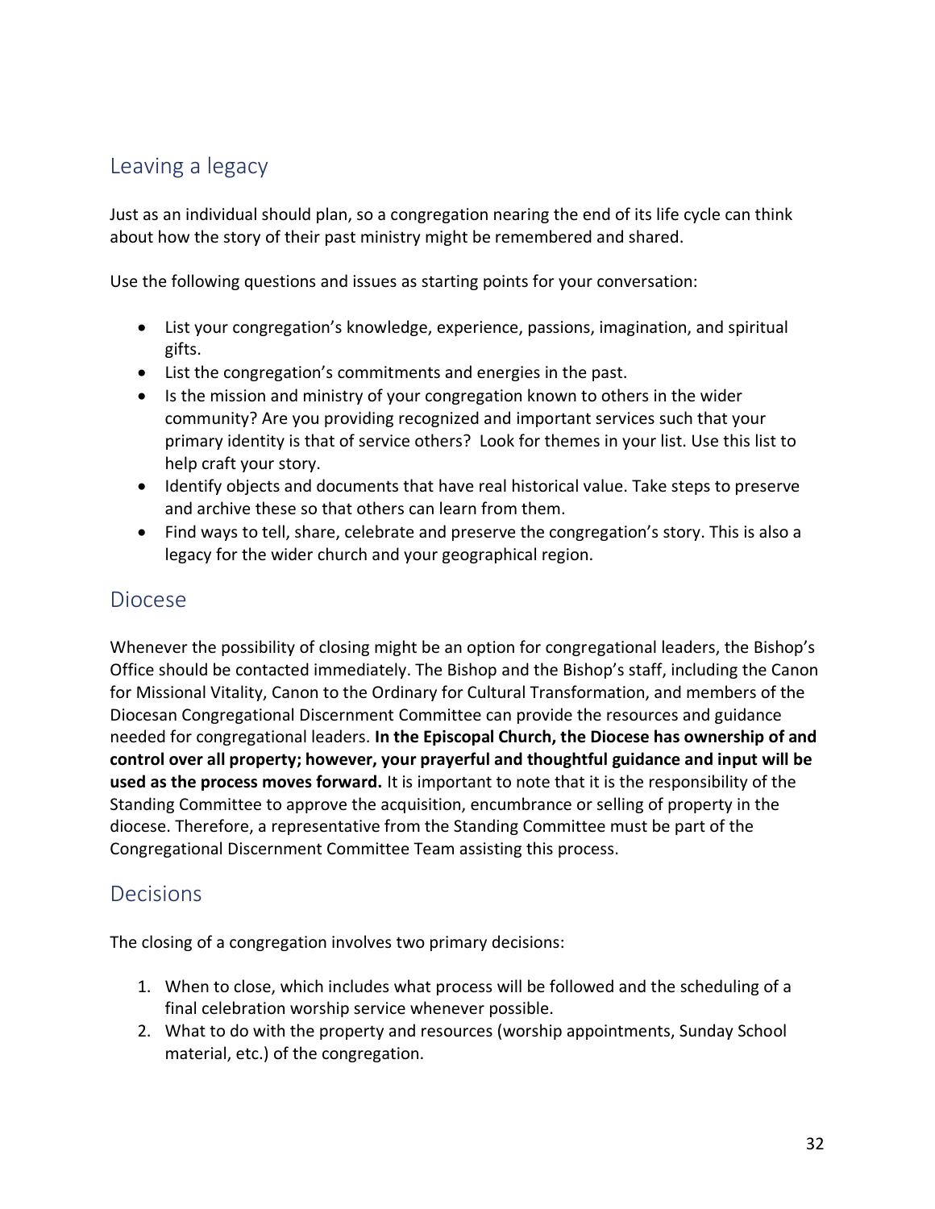## Leaving a legacy

Just as an individual should plan, so a congregation nearing the end of its life cycle can think about how the story of their past ministry might be remembered and shared.

Use the following questions and issues as starting points for your conversation:

- List your congregation's knowledge, experience, passions, imagination, and spiritual gifts.
- List the congregation's commitments and energies in the past.
- Is the mission and ministry of your congregation known to others in the wider community? Are you providing recognized and important services such that your primary identity is that of service others? Look for themes in your list. Use this list to help craft your story.
- Identify objects and documents that have real historical value. Take steps to preserve and archive these so that others can learn from them.
- Find ways to tell, share, celebrate and preserve the congregation's story. This is also a legacy for the wider church and your geographical region.

## Diocese

Whenever the possibility of closing might be an option for congregational leaders, the Bishop's Office should be contacted immediately. The Bishop and the Bishop's staff, including the Canon for Missional Vitality, Canon to the Ordinary for Cultural Transformation, and members of the Diocesan Congregational Discernment Committee can provide the resources and guidance needed for congregational leaders. **In the Episcopal Church, the Diocese has ownership of and control over all property; however, your prayerful and thoughtful guidance and input will be used as the process moves forward.** It is important to note that it is the responsibility of the Standing Committee to approve the acquisition, encumbrance or selling of property in the diocese. Therefore, a representative from the Standing Committee must be part of the Congregational Discernment Committee Team assisting this process.

## Decisions

The closing of a congregation involves two primary decisions:

1. When to close, which includes what process will be followed and the scheduling of a final celebration worship service whenever possible.
2. What to do with the property and resources (worship appointments, Sunday School material, etc.) of the congregation.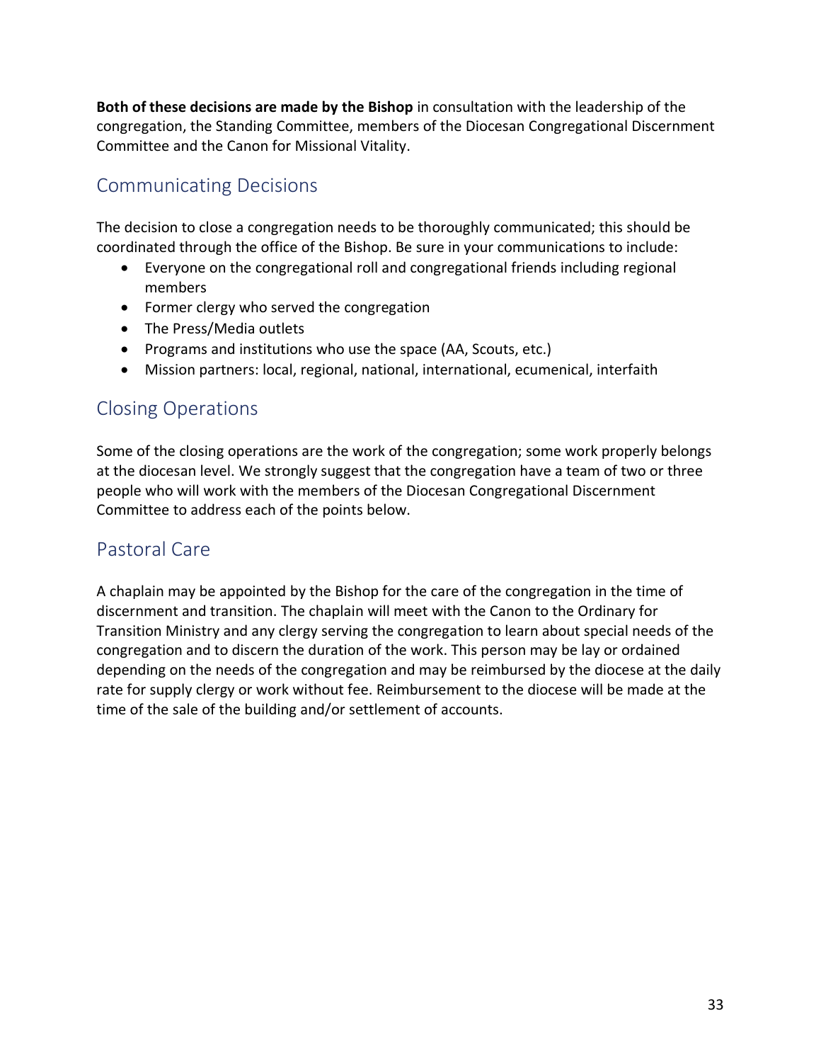**Both of these decisions are made by the Bishop** in consultation with the leadership of the congregation, the Standing Committee, members of the Diocesan Congregational Discernment Committee and the Canon for Missional Vitality.

## Communicating Decisions

The decision to close a congregation needs to be thoroughly communicated; this should be coordinated through the office of the Bishop. Be sure in your communications to include:

- Everyone on the congregational roll and congregational friends including regional members
- Former clergy who served the congregation
- The Press/Media outlets
- Programs and institutions who use the space (AA, Scouts, etc.)
- Mission partners: local, regional, national, international, ecumenical, interfaith

## Closing Operations

Some of the closing operations are the work of the congregation; some work properly belongs at the diocesan level. We strongly suggest that the congregation have a team of two or three people who will work with the members of the Diocesan Congregational Discernment Committee to address each of the points below.

## Pastoral Care

A chaplain may be appointed by the Bishop for the care of the congregation in the time of discernment and transition. The chaplain will meet with the Canon to the Ordinary for Transition Ministry and any clergy serving the congregation to learn about special needs of the congregation and to discern the duration of the work. This person may be lay or ordained depending on the needs of the congregation and may be reimbursed by the diocese at the daily rate for supply clergy or work without fee. Reimbursement to the diocese will be made at the time of the sale of the building and/or settlement of accounts.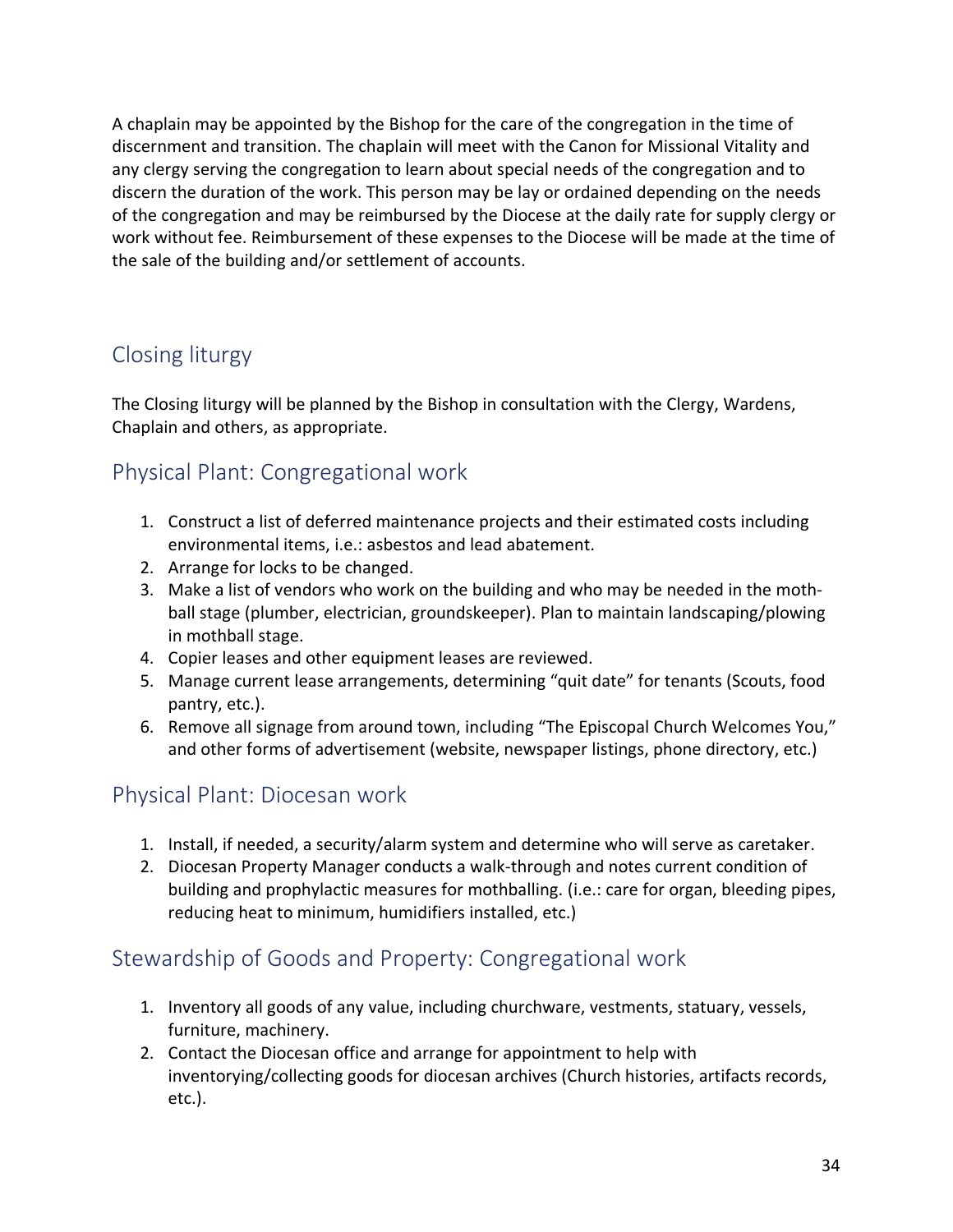A chaplain may be appointed by the Bishop for the care of the congregation in the time of discernment and transition. The chaplain will meet with the Canon for Missional Vitality and any clergy serving the congregation to learn about special needs of the congregation and to discern the duration of the work. This person may be lay or ordained depending on the needs of the congregation and may be reimbursed by the Diocese at the daily rate for supply clergy or work without fee. Reimbursement of these expenses to the Diocese will be made at the time of the sale of the building and/or settlement of accounts.

## Closing liturgy

The Closing liturgy will be planned by the Bishop in consultation with the Clergy, Wardens, Chaplain and others, as appropriate.

## Physical Plant: Congregational work

1. Construct a list of deferred maintenance projects and their estimated costs including environmental items, i.e.: asbestos and lead abatement.
2. Arrange for locks to be changed.
3. Make a list of vendors who work on the building and who may be needed in the moth-ball stage (plumber, electrician, groundskeeper). Plan to maintain landscaping/plowing in mothball stage.
4. Copier leases and other equipment leases are reviewed.
5. Manage current lease arrangements, determining "quit date" for tenants (Scouts, food pantry, etc.).
6. Remove all signage from around town, including "The Episcopal Church Welcomes You," and other forms of advertisement (website, newspaper listings, phone directory, etc.)

## Physical Plant: Diocesan work

1. Install, if needed, a security/alarm system and determine who will serve as caretaker.
2. Diocesan Property Manager conducts a walk-through and notes current condition of building and prophylactic measures for mothballing. (i.e.: care for organ, bleeding pipes, reducing heat to minimum, humidifiers installed, etc.)

## Stewardship of Goods and Property: Congregational work

1. Inventory all goods of any value, including churchware, vestments, statuary, vessels, furniture, machinery.
2. Contact the Diocesan office and arrange for appointment to help with inventorying/collecting goods for diocesan archives (Church histories, artifacts records, etc.).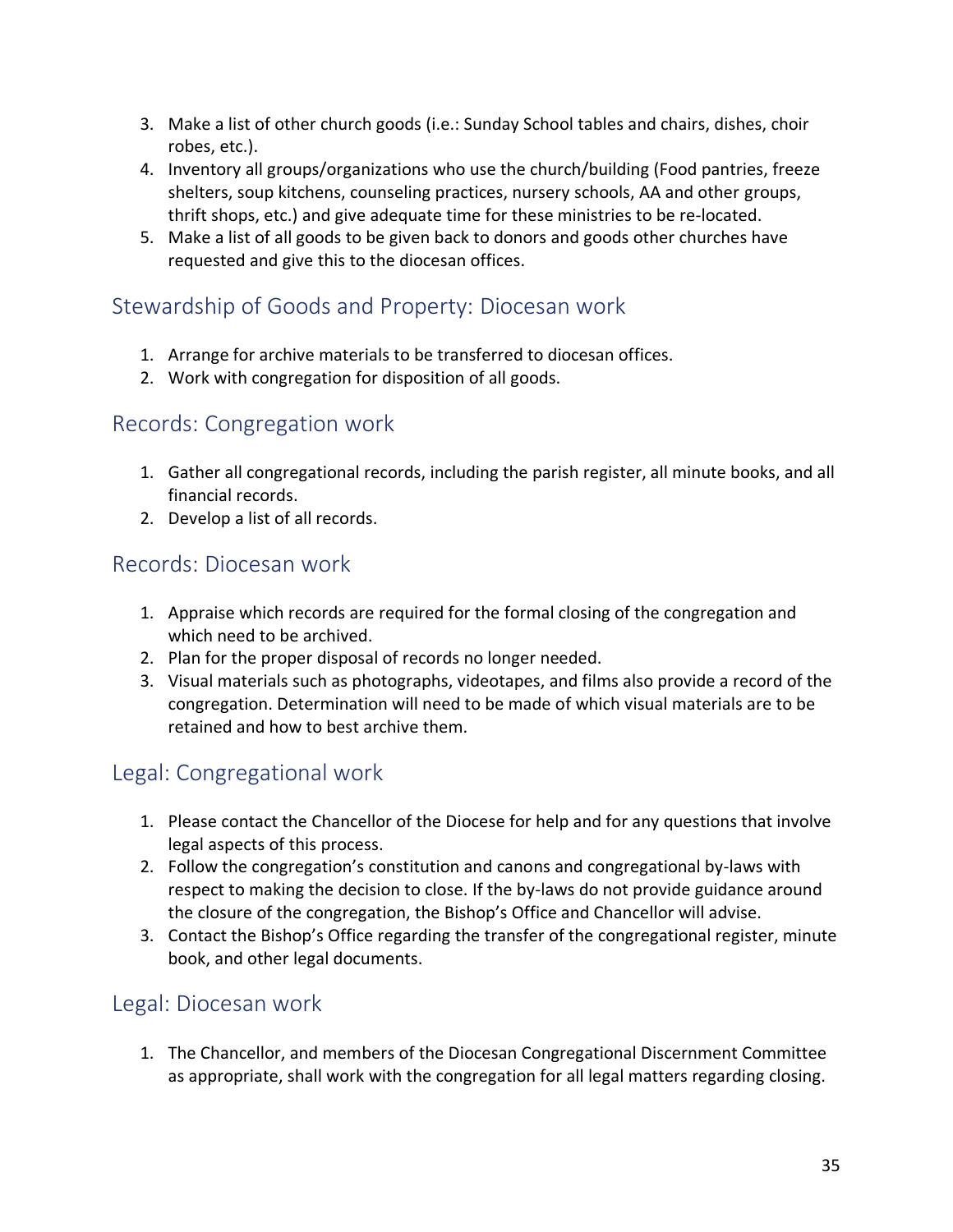3. Make a list of other church goods (i.e.: Sunday School tables and chairs, dishes, choir robes, etc.).
4. Inventory all groups/organizations who use the church/building (Food pantries, freeze shelters, soup kitchens, counseling practices, nursery schools, AA and other groups, thrift shops, etc.) and give adequate time for these ministries to be re-located.
5. Make a list of all goods to be given back to donors and goods other churches have requested and give this to the diocesan offices.

## Stewardship of Goods and Property: Diocesan work

1. Arrange for archive materials to be transferred to diocesan offices.
2. Work with congregation for disposition of all goods.

## Records: Congregation work

1. Gather all congregational records, including the parish register, all minute books, and all financial records.
2. Develop a list of all records.

## Records: Diocesan work

1. Appraise which records are required for the formal closing of the congregation and which need to be archived.
2. Plan for the proper disposal of records no longer needed.
3. Visual materials such as photographs, videotapes, and films also provide a record of the congregation. Determination will need to be made of which visual materials are to be retained and how to best archive them.

## Legal: Congregational work

1. Please contact the Chancellor of the Diocese for help and for any questions that involve legal aspects of this process.
2. Follow the congregation's constitution and canons and congregational by-laws with respect to making the decision to close. If the by-laws do not provide guidance around the closure of the congregation, the Bishop's Office and Chancellor will advise.
3. Contact the Bishop's Office regarding the transfer of the congregational register, minute book, and other legal documents.

## Legal: Diocesan work

1. The Chancellor, and members of the Diocesan Congregational Discernment Committee as appropriate, shall work with the congregation for all legal matters regarding closing.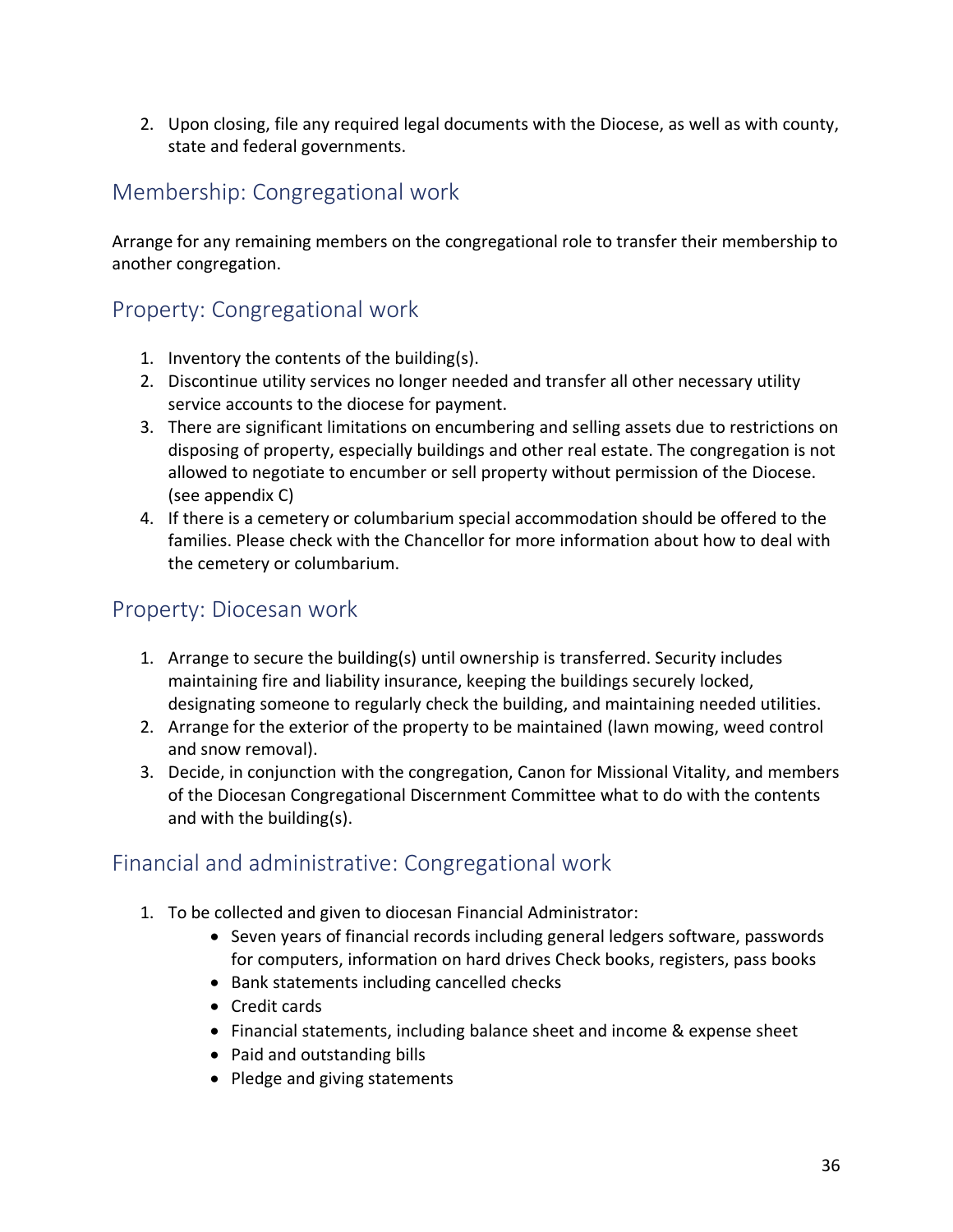2. Upon closing, file any required legal documents with the Diocese, as well as with county, state and federal governments.

## Membership: Congregational work

Arrange for any remaining members on the congregational role to transfer their membership to another congregation.

## Property: Congregational work

1. Inventory the contents of the building(s).
2. Discontinue utility services no longer needed and transfer all other necessary utility service accounts to the diocese for payment.
3. There are significant limitations on encumbering and selling assets due to restrictions on disposing of property, especially buildings and other real estate. The congregation is not allowed to negotiate to encumber or sell property without permission of the Diocese. (see appendix C)
4. If there is a cemetery or columbarium special accommodation should be offered to the families. Please check with the Chancellor for more information about how to deal with the cemetery or columbarium.

## Property: Diocesan work

1. Arrange to secure the building(s) until ownership is transferred. Security includes maintaining fire and liability insurance, keeping the buildings securely locked, designating someone to regularly check the building, and maintaining needed utilities.
2. Arrange for the exterior of the property to be maintained (lawn mowing, weed control and snow removal).
3. Decide, in conjunction with the congregation, Canon for Missional Vitality, and members of the Diocesan Congregational Discernment Committee what to do with the contents and with the building(s).

## Financial and administrative: Congregational work

1. To be collected and given to diocesan Financial Administrator:
   - Seven years of financial records including general ledgers software, passwords for computers, information on hard drives Check books, registers, pass books
   - Bank statements including cancelled checks
   - Credit cards
   - Financial statements, including balance sheet and income & expense sheet
   - Paid and outstanding bills
   - Pledge and giving statements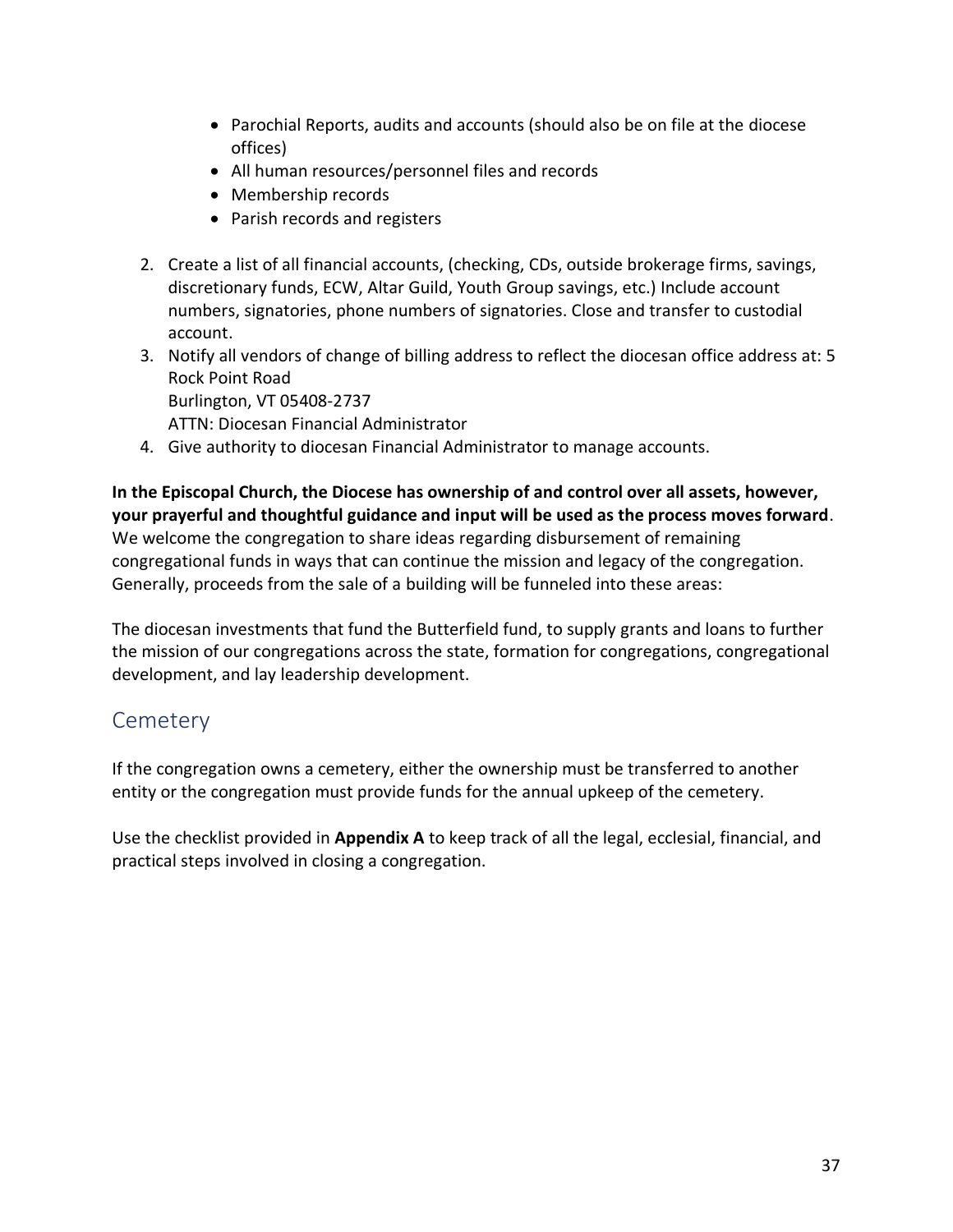- Parochial Reports, audits and accounts (should also be on file at the diocese offices)
    - All human resources/personnel files and records
    - Membership records
    - Parish records and registers

2. Create a list of all financial accounts, (checking, CDs, outside brokerage firms, savings, discretionary funds, ECW, Altar Guild, Youth Group savings, etc.) Include account numbers, signatories, phone numbers of signatories. Close and transfer to custodial account.
3. Notify all vendors of change of billing address to reflect the diocesan office address at: 5 Rock Point Road
   Burlington, VT 05408-2737
   ATTN: Diocesan Financial Administrator
4. Give authority to diocesan Financial Administrator to manage accounts.

**In the Episcopal Church, the Diocese has ownership of and control over all assets, however, your prayerful and thoughtful guidance and input will be used as the process moves forward**. We welcome the congregation to share ideas regarding disbursement of remaining congregational funds in ways that can continue the mission and legacy of the congregation. Generally, proceeds from the sale of a building will be funneled into these areas:

The diocesan investments that fund the Butterfield fund, to supply grants and loans to further the mission of our congregations across the state, formation for congregations, congregational development, and lay leadership development.

## Cemetery

If the congregation owns a cemetery, either the ownership must be transferred to another entity or the congregation must provide funds for the annual upkeep of the cemetery.

Use the checklist provided in **Appendix A** to keep track of all the legal, ecclesial, financial, and practical steps involved in closing a congregation.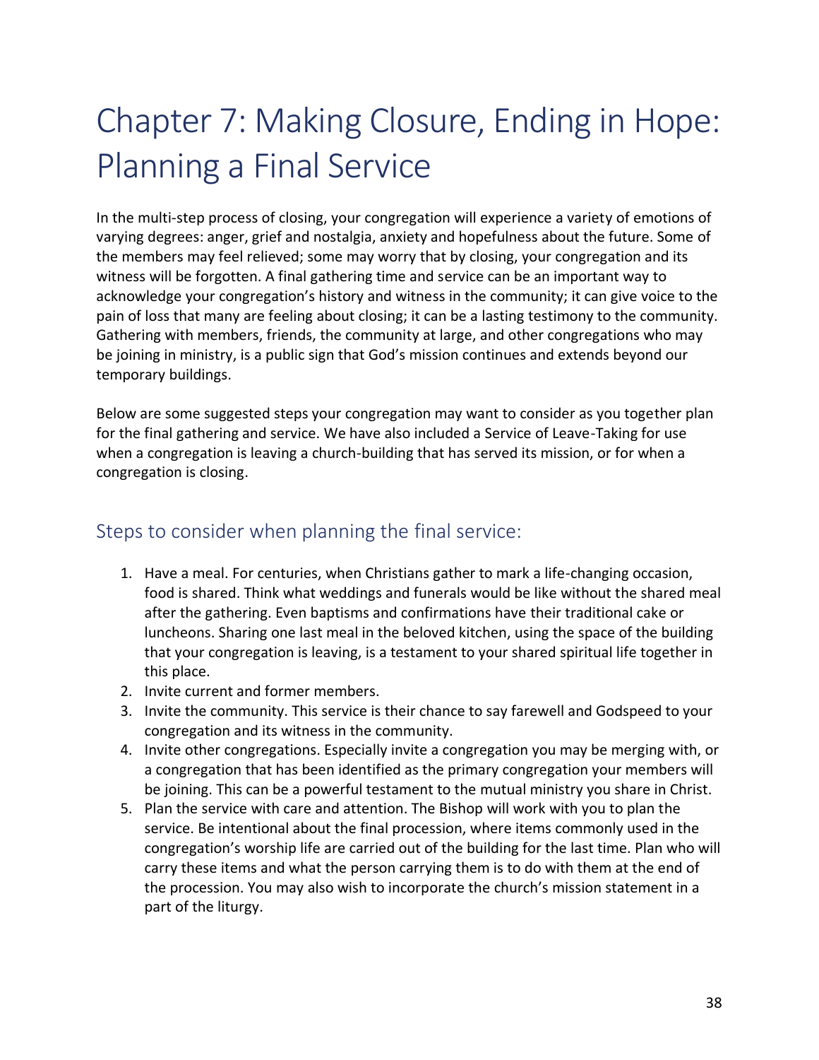# Chapter 7: Making Closure, Ending in Hope: Planning a Final Service

In the multi-step process of closing, your congregation will experience a variety of emotions of varying degrees: anger, grief and nostalgia, anxiety and hopefulness about the future. Some of the members may feel relieved; some may worry that by closing, your congregation and its witness will be forgotten. A final gathering time and service can be an important way to acknowledge your congregation's history and witness in the community; it can give voice to the pain of loss that many are feeling about closing; it can be a lasting testimony to the community. Gathering with members, friends, the community at large, and other congregations who may be joining in ministry, is a public sign that God's mission continues and extends beyond our temporary buildings.

Below are some suggested steps your congregation may want to consider as you together plan for the final gathering and service. We have also included a Service of Leave-Taking for use when a congregation is leaving a church-building that has served its mission, or for when a congregation is closing.

## Steps to consider when planning the final service:

1. Have a meal. For centuries, when Christians gather to mark a life-changing occasion, food is shared. Think what weddings and funerals would be like without the shared meal after the gathering. Even baptisms and confirmations have their traditional cake or luncheons. Sharing one last meal in the beloved kitchen, using the space of the building that your congregation is leaving, is a testament to your shared spiritual life together in this place.
2. Invite current and former members.
3. Invite the community. This service is their chance to say farewell and Godspeed to your congregation and its witness in the community.
4. Invite other congregations. Especially invite a congregation you may be merging with, or a congregation that has been identified as the primary congregation your members will be joining. This can be a powerful testament to the mutual ministry you share in Christ.
5. Plan the service with care and attention. The Bishop will work with you to plan the service. Be intentional about the final procession, where items commonly used in the congregation's worship life are carried out of the building for the last time. Plan who will carry these items and what the person carrying them is to do with them at the end of the procession. You may also wish to incorporate the church's mission statement in a part of the liturgy.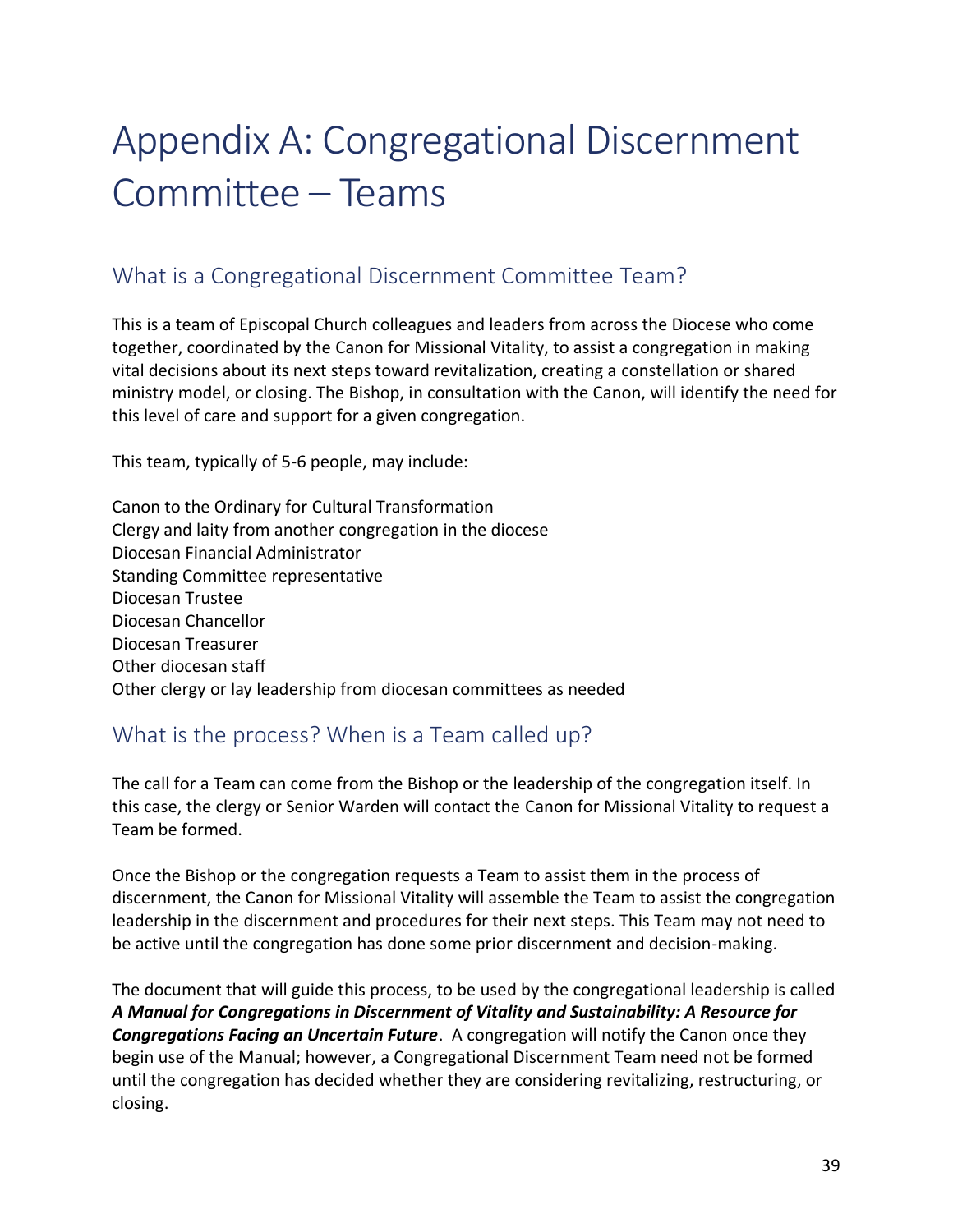# Appendix A: Congregational Discernment Committee – Teams

## What is a Congregational Discernment Committee Team?

This is a team of Episcopal Church colleagues and leaders from across the Diocese who come together, coordinated by the Canon for Missional Vitality, to assist a congregation in making vital decisions about its next steps toward revitalization, creating a constellation or shared ministry model, or closing. The Bishop, in consultation with the Canon, will identify the need for this level of care and support for a given congregation.

This team, typically of 5-6 people, may include:

Canon to the Ordinary for Cultural Transformation
Clergy and laity from another congregation in the diocese
Diocesan Financial Administrator
Standing Committee representative
Diocesan Trustee
Diocesan Chancellor
Diocesan Treasurer
Other diocesan staff
Other clergy or lay leadership from diocesan committees as needed

## What is the process? When is a Team called up?

The call for a Team can come from the Bishop or the leadership of the congregation itself. In this case, the clergy or Senior Warden will contact the Canon for Missional Vitality to request a Team be formed.

Once the Bishop or the congregation requests a Team to assist them in the process of discernment, the Canon for Missional Vitality will assemble the Team to assist the congregation leadership in the discernment and procedures for their next steps. This Team may not need to be active until the congregation has done some prior discernment and decision-making.

The document that will guide this process, to be used by the congregational leadership is called ***A Manual for Congregations in Discernment of Vitality and Sustainability: A Resource for Congregations Facing an Uncertain Future***. A congregation will notify the Canon once they begin use of the Manual; however, a Congregational Discernment Team need not be formed until the congregation has decided whether they are considering revitalizing, restructuring, or closing.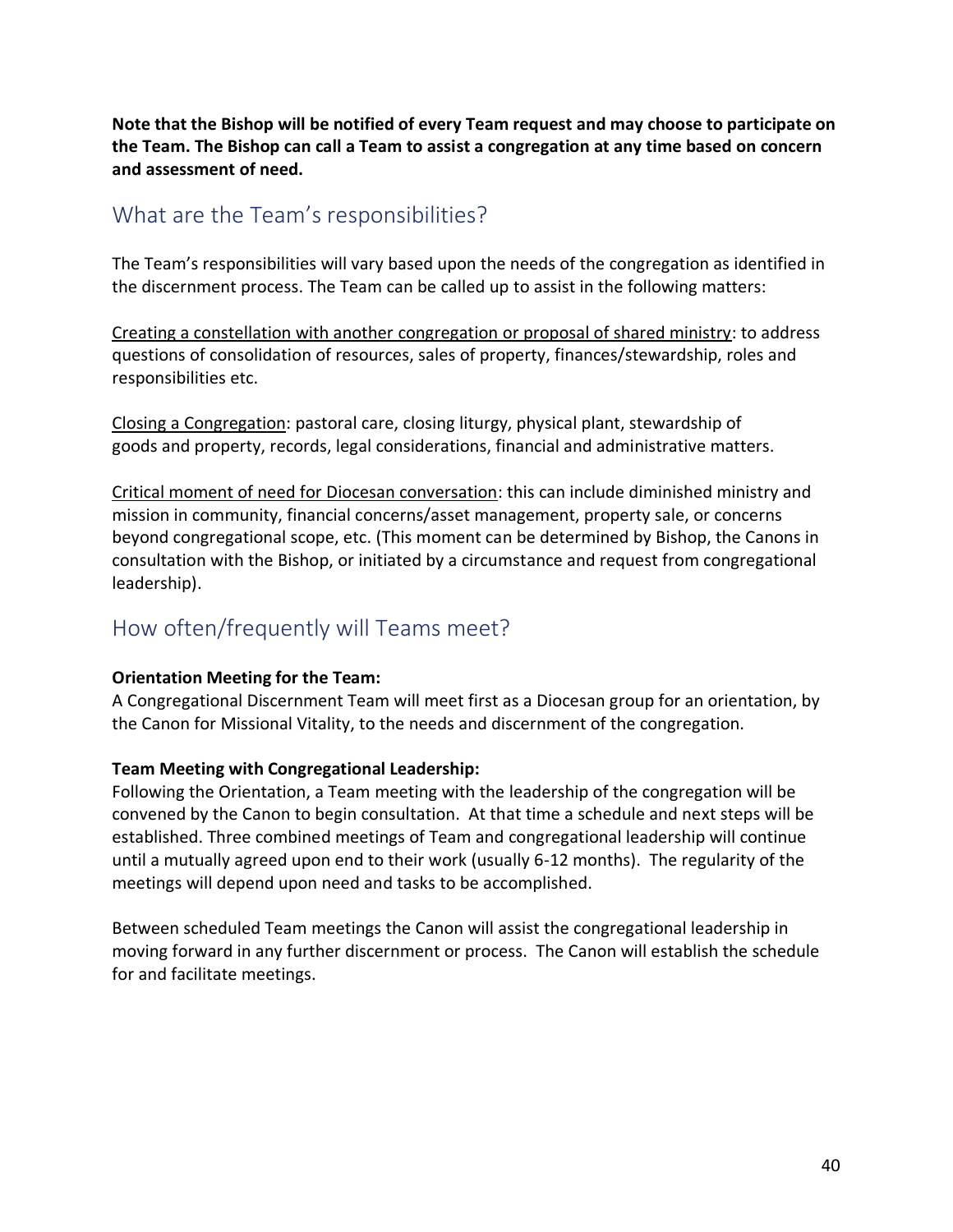**Note that the Bishop will be notified of every Team request and may choose to participate on the Team. The Bishop can call a Team to assist a congregation at any time based on concern and assessment of need.**

## What are the Team's responsibilities?

The Team's responsibilities will vary based upon the needs of the congregation as identified in the discernment process. The Team can be called up to assist in the following matters:

<u>Creating a constellation with another congregation or proposal of shared ministry</u>: to address questions of consolidation of resources, sales of property, finances/stewardship, roles and responsibilities etc.

<u>Closing a Congregation</u>: pastoral care, closing liturgy, physical plant, stewardship of goods and property, records, legal considerations, financial and administrative matters.

<u>Critical moment of need for Diocesan conversation</u>: this can include diminished ministry and mission in community, financial concerns/asset management, property sale, or concerns beyond congregational scope, etc. (This moment can be determined by Bishop, the Canons in consultation with the Bishop, or initiated by a circumstance and request from congregational leadership).

## How often/frequently will Teams meet?

**Orientation Meeting for the Team:**
A Congregational Discernment Team will meet first as a Diocesan group for an orientation, by the Canon for Missional Vitality, to the needs and discernment of the congregation.

**Team Meeting with Congregational Leadership:**
Following the Orientation, a Team meeting with the leadership of the congregation will be convened by the Canon to begin consultation. At that time a schedule and next steps will be established. Three combined meetings of Team and congregational leadership will continue until a mutually agreed upon end to their work (usually 6-12 months). The regularity of the meetings will depend upon need and tasks to be accomplished.

Between scheduled Team meetings the Canon will assist the congregational leadership in moving forward in any further discernment or process. The Canon will establish the schedule for and facilitate meetings.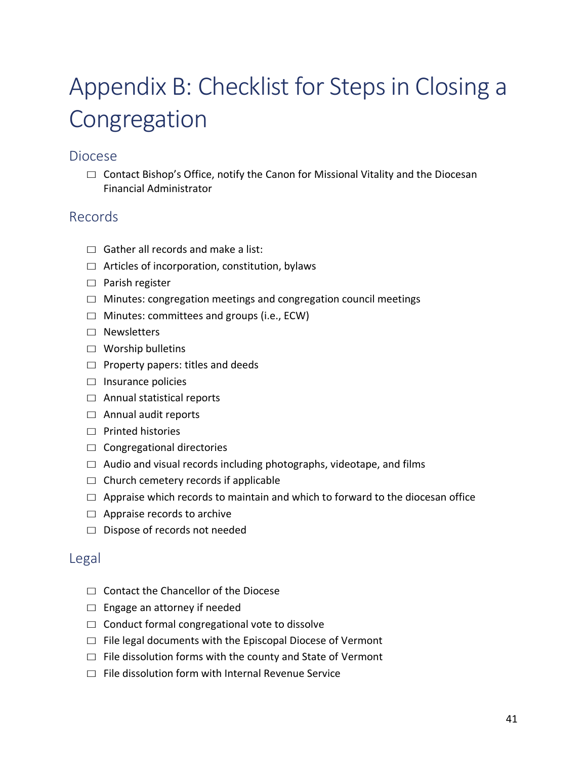# Appendix B: Checklist for Steps in Closing a Congregation

## Diocese

- ☐ Contact Bishop's Office, notify the Canon for Missional Vitality and the Diocesan Financial Administrator

## Records

- ☐ Gather all records and make a list:
- ☐ Articles of incorporation, constitution, bylaws
- ☐ Parish register
- ☐ Minutes: congregation meetings and congregation council meetings
- ☐ Minutes: committees and groups (i.e., ECW)
- ☐ Newsletters
- ☐ Worship bulletins
- ☐ Property papers: titles and deeds
- ☐ Insurance policies
- ☐ Annual statistical reports
- ☐ Annual audit reports
- ☐ Printed histories
- ☐ Congregational directories
- ☐ Audio and visual records including photographs, videotape, and films
- ☐ Church cemetery records if applicable
- ☐ Appraise which records to maintain and which to forward to the diocesan office
- ☐ Appraise records to archive
- ☐ Dispose of records not needed

## Legal

- ☐ Contact the Chancellor of the Diocese
- ☐ Engage an attorney if needed
- ☐ Conduct formal congregational vote to dissolve
- ☐ File legal documents with the Episcopal Diocese of Vermont
- ☐ File dissolution forms with the county and State of Vermont
- ☐ File dissolution form with Internal Revenue Service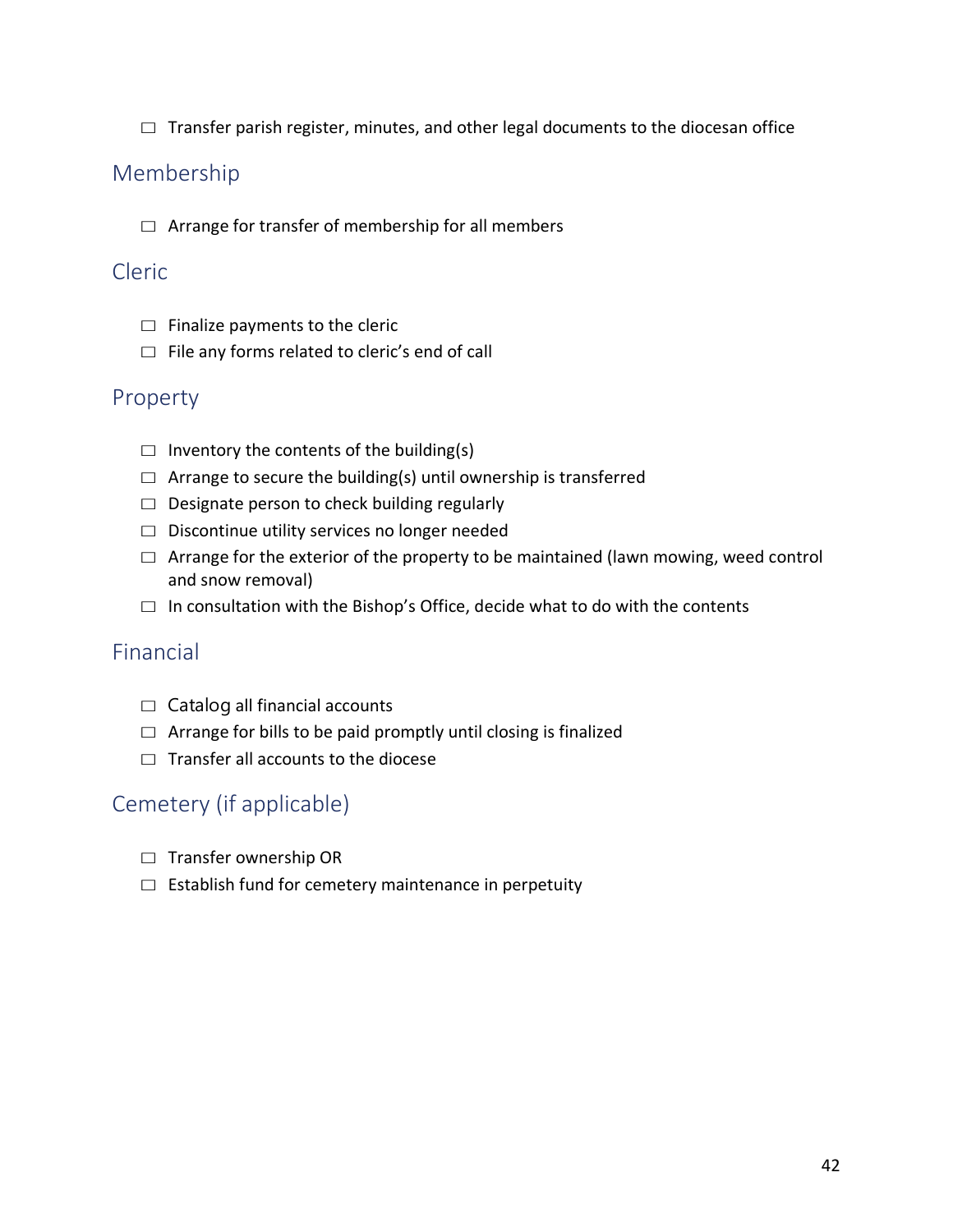☐ Transfer parish register, minutes, and other legal documents to the diocesan office

## Membership

☐ Arrange for transfer of membership for all members

## Cleric

☐ Finalize payments to the cleric
☐ File any forms related to cleric's end of call

## Property

☐ Inventory the contents of the building(s)
☐ Arrange to secure the building(s) until ownership is transferred
☐ Designate person to check building regularly
☐ Discontinue utility services no longer needed
☐ Arrange for the exterior of the property to be maintained (lawn mowing, weed control and snow removal)
☐ In consultation with the Bishop's Office, decide what to do with the contents

## Financial

☐ Catalog all financial accounts
☐ Arrange for bills to be paid promptly until closing is finalized
☐ Transfer all accounts to the diocese

## Cemetery (if applicable)

☐ Transfer ownership OR
☐ Establish fund for cemetery maintenance in perpetuity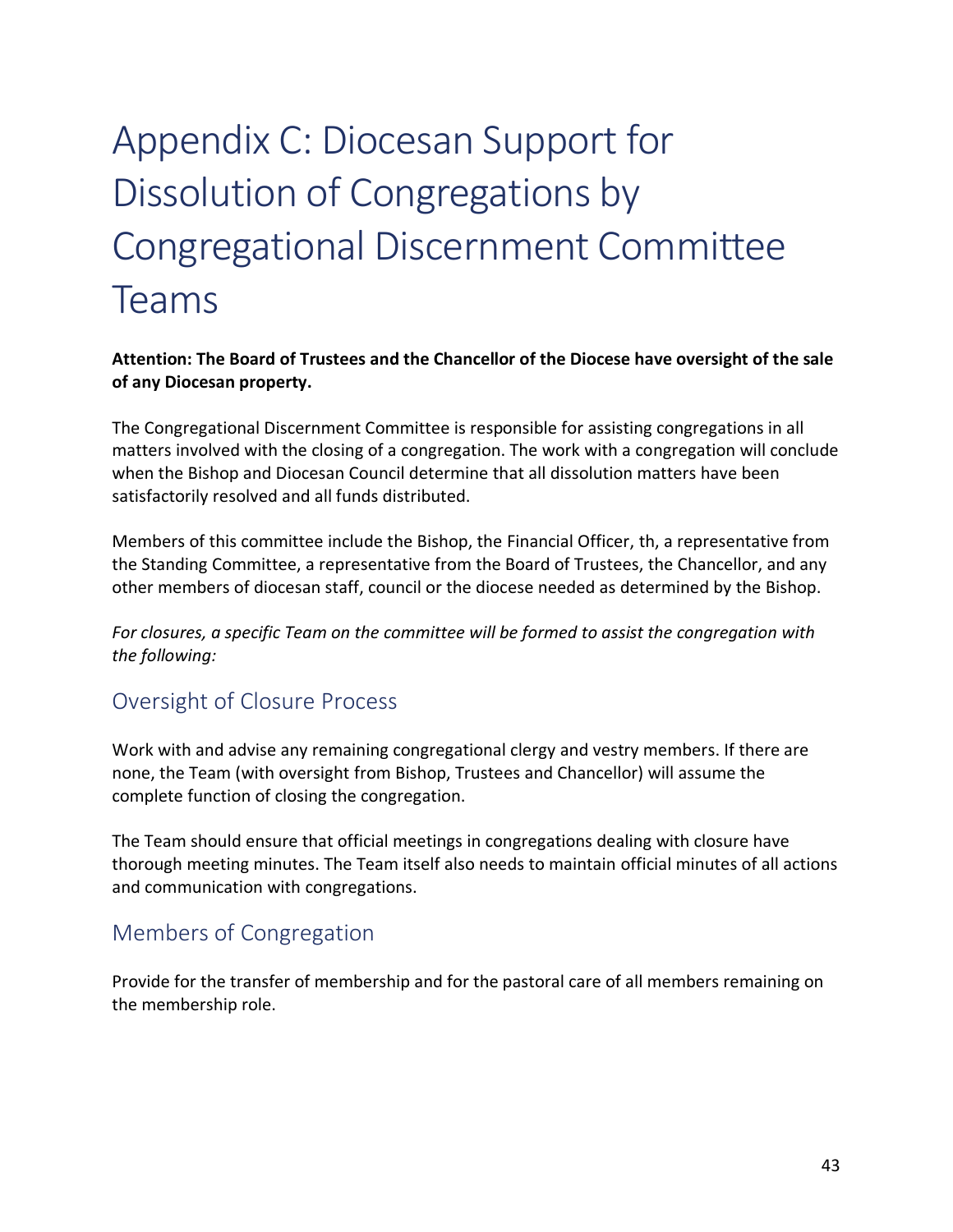# Appendix C: Diocesan Support for Dissolution of Congregations by Congregational Discernment Committee Teams

**Attention: The Board of Trustees and the Chancellor of the Diocese have oversight of the sale of any Diocesan property.**

The Congregational Discernment Committee is responsible for assisting congregations in all matters involved with the closing of a congregation. The work with a congregation will conclude when the Bishop and Diocesan Council determine that all dissolution matters have been satisfactorily resolved and all funds distributed.

Members of this committee include the Bishop, the Financial Officer, th, a representative from the Standing Committee, a representative from the Board of Trustees, the Chancellor, and any other members of diocesan staff, council or the diocese needed as determined by the Bishop.

*For closures, a specific Team on the committee will be formed to assist the congregation with the following:*

## Oversight of Closure Process

Work with and advise any remaining congregational clergy and vestry members. If there are none, the Team (with oversight from Bishop, Trustees and Chancellor) will assume the complete function of closing the congregation.

The Team should ensure that official meetings in congregations dealing with closure have thorough meeting minutes. The Team itself also needs to maintain official minutes of all actions and communication with congregations.

## Members of Congregation

Provide for the transfer of membership and for the pastoral care of all members remaining on the membership role.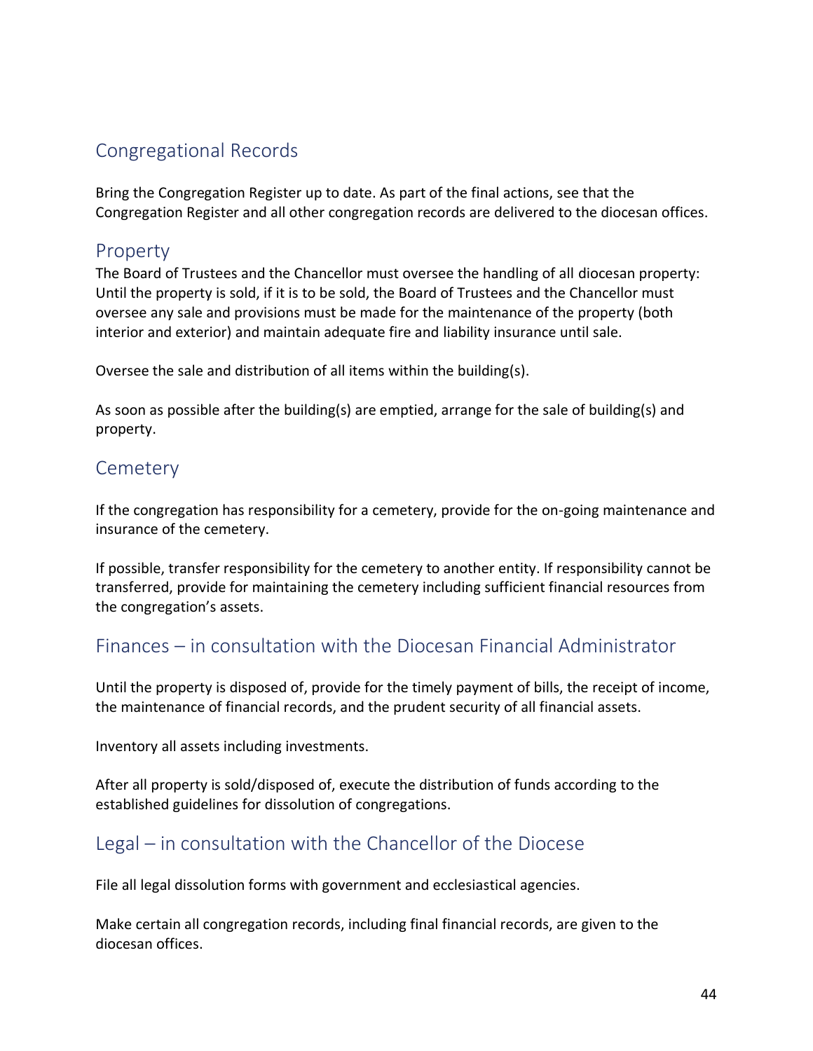## Congregational Records

Bring the Congregation Register up to date. As part of the final actions, see that the Congregation Register and all other congregation records are delivered to the diocesan offices.

## Property

The Board of Trustees and the Chancellor must oversee the handling of all diocesan property: Until the property is sold, if it is to be sold, the Board of Trustees and the Chancellor must oversee any sale and provisions must be made for the maintenance of the property (both interior and exterior) and maintain adequate fire and liability insurance until sale.

Oversee the sale and distribution of all items within the building(s).

As soon as possible after the building(s) are emptied, arrange for the sale of building(s) and property.

## Cemetery

If the congregation has responsibility for a cemetery, provide for the on-going maintenance and insurance of the cemetery.

If possible, transfer responsibility for the cemetery to another entity. If responsibility cannot be transferred, provide for maintaining the cemetery including sufficient financial resources from the congregation's assets.

## Finances – in consultation with the Diocesan Financial Administrator

Until the property is disposed of, provide for the timely payment of bills, the receipt of income, the maintenance of financial records, and the prudent security of all financial assets.

Inventory all assets including investments.

After all property is sold/disposed of, execute the distribution of funds according to the established guidelines for dissolution of congregations.

## Legal – in consultation with the Chancellor of the Diocese

File all legal dissolution forms with government and ecclesiastical agencies.

Make certain all congregation records, including final financial records, are given to the diocesan offices.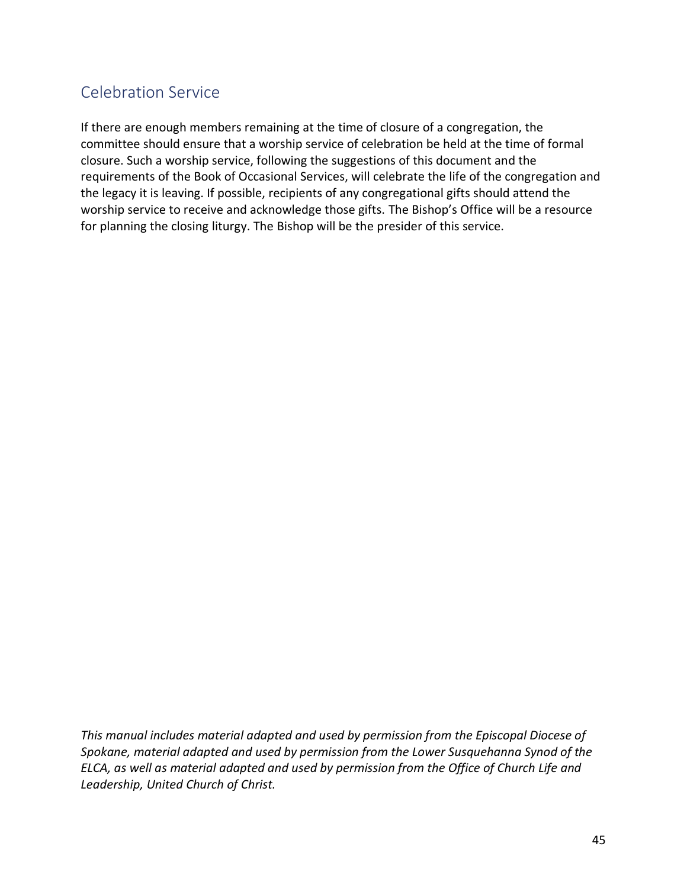## Celebration Service

If there are enough members remaining at the time of closure of a congregation, the committee should ensure that a worship service of celebration be held at the time of formal closure. Such a worship service, following the suggestions of this document and the requirements of the Book of Occasional Services, will celebrate the life of the congregation and the legacy it is leaving. If possible, recipients of any congregational gifts should attend the worship service to receive and acknowledge those gifts. The Bishop's Office will be a resource for planning the closing liturgy. The Bishop will be the presider of this service.

*This manual includes material adapted and used by permission from the Episcopal Diocese of Spokane, material adapted and used by permission from the Lower Susquehanna Synod of the ELCA, as well as material adapted and used by permission from the Office of Church Life and Leadership, United Church of Christ.*